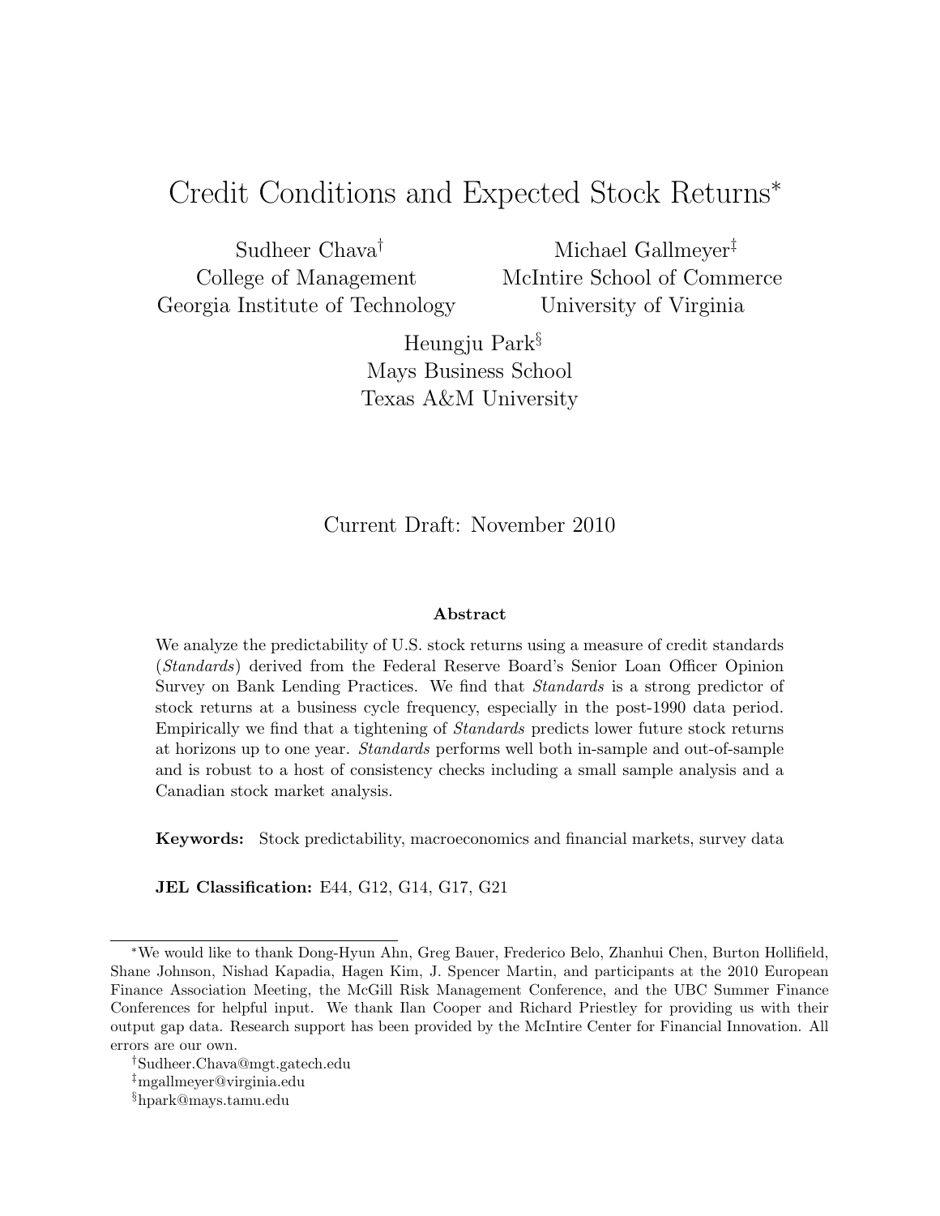# Credit Conditions and Expected Stock Returns*

Sudheer Chava[†]
College of Management
Georgia Institute of Technology

Michael Gallmeyer[‡]
McIntire School of Commerce
University of Virginia

Heungju Park[§]
Mays Business School
Texas A&M University

Current Draft: November 2010

### Abstract

We analyze the predictability of U.S. stock returns using a measure of credit standards (*Standards*) derived from the Federal Reserve Board's Senior Loan Officer Opinion Survey on Bank Lending Practices. We find that *Standards* is a strong predictor of stock returns at a business cycle frequency, especially in the post-1990 data period. Empirically we find that a tightening of *Standards* predicts lower future stock returns at horizons up to one year. *Standards* performs well both in-sample and out-of-sample and is robust to a host of consistency checks including a small sample analysis and a Canadian stock market analysis.

**Keywords:** Stock predictability, macroeconomics and financial markets, survey data

**JEL Classification:** E44, G12, G14, G17, G21

---

*We would like to thank Dong-Hyun Ahn, Greg Bauer, Frederico Belo, Zhanhui Chen, Burton Hollifield, Shane Johnson, Nishad Kapadia, Hagen Kim, J. Spencer Martin, and participants at the 2010 European Finance Association Meeting, the McGill Risk Management Conference, and the UBC Summer Finance Conferences for helpful input. We thank Ilan Cooper and Richard Priestley for providing us with their output gap data. Research support has been provided by the McIntire Center for Financial Innovation. All errors are our own.

[†]Sudheer.Chava@mgt.gatech.edu

[‡]mgallmeyer@virginia.edu

[§]hpark@mays.tamu.edu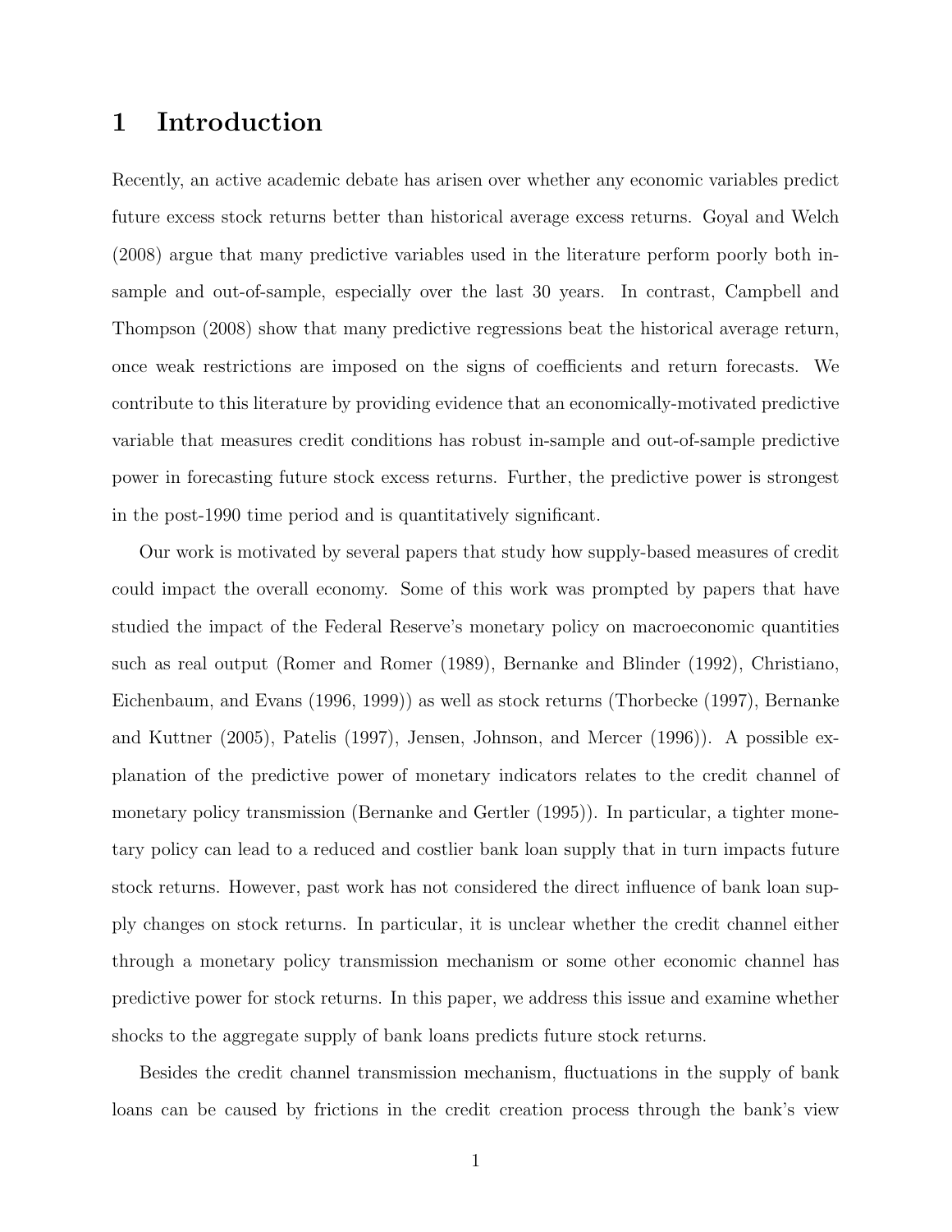# 1 Introduction

Recently, an active academic debate has arisen over whether any economic variables predict future excess stock returns better than historical average excess returns. Goyal and Welch (2008) argue that many predictive variables used in the literature perform poorly both in-sample and out-of-sample, especially over the last 30 years. In contrast, Campbell and Thompson (2008) show that many predictive regressions beat the historical average return, once weak restrictions are imposed on the signs of coefficients and return forecasts. We contribute to this literature by providing evidence that an economically-motivated predictive variable that measures credit conditions has robust in-sample and out-of-sample predictive power in forecasting future stock excess returns. Further, the predictive power is strongest in the post-1990 time period and is quantitatively significant.

Our work is motivated by several papers that study how supply-based measures of credit could impact the overall economy. Some of this work was prompted by papers that have studied the impact of the Federal Reserve's monetary policy on macroeconomic quantities such as real output (Romer and Romer (1989), Bernanke and Blinder (1992), Christiano, Eichenbaum, and Evans (1996, 1999)) as well as stock returns (Thorbecke (1997), Bernanke and Kuttner (2005), Patelis (1997), Jensen, Johnson, and Mercer (1996)). A possible explanation of the predictive power of monetary indicators relates to the credit channel of monetary policy transmission (Bernanke and Gertler (1995)). In particular, a tighter monetary policy can lead to a reduced and costlier bank loan supply that in turn impacts future stock returns. However, past work has not considered the direct influence of bank loan supply changes on stock returns. In particular, it is unclear whether the credit channel either through a monetary policy transmission mechanism or some other economic channel has predictive power for stock returns. In this paper, we address this issue and examine whether shocks to the aggregate supply of bank loans predicts future stock returns.

Besides the credit channel transmission mechanism, fluctuations in the supply of bank loans can be caused by frictions in the credit creation process through the bank's view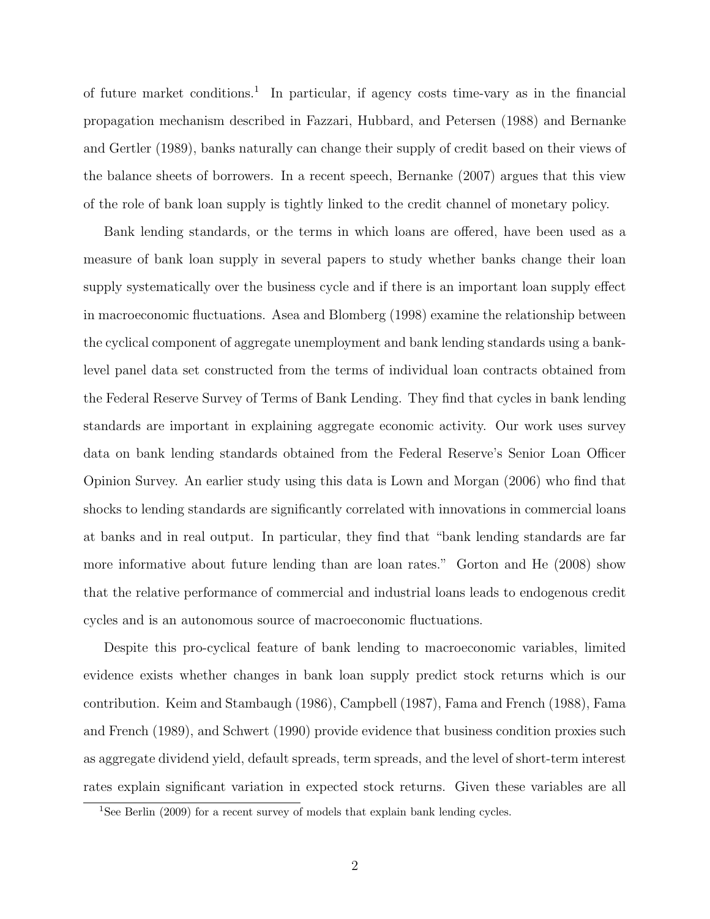of future market conditions.[1] In particular, if agency costs time-vary as in the financial propagation mechanism described in Fazzari, Hubbard, and Petersen (1988) and Bernanke and Gertler (1989), banks naturally can change their supply of credit based on their views of the balance sheets of borrowers. In a recent speech, Bernanke (2007) argues that this view of the role of bank loan supply is tightly linked to the credit channel of monetary policy.

Bank lending standards, or the terms in which loans are offered, have been used as a measure of bank loan supply in several papers to study whether banks change their loan supply systematically over the business cycle and if there is an important loan supply effect in macroeconomic fluctuations. Asea and Blomberg (1998) examine the relationship between the cyclical component of aggregate unemployment and bank lending standards using a bank-level panel data set constructed from the terms of individual loan contracts obtained from the Federal Reserve Survey of Terms of Bank Lending. They find that cycles in bank lending standards are important in explaining aggregate economic activity. Our work uses survey data on bank lending standards obtained from the Federal Reserve's Senior Loan Officer Opinion Survey. An earlier study using this data is Lown and Morgan (2006) who find that shocks to lending standards are significantly correlated with innovations in commercial loans at banks and in real output. In particular, they find that "bank lending standards are far more informative about future lending than are loan rates." Gorton and He (2008) show that the relative performance of commercial and industrial loans leads to endogenous credit cycles and is an autonomous source of macroeconomic fluctuations.

Despite this pro-cyclical feature of bank lending to macroeconomic variables, limited evidence exists whether changes in bank loan supply predict stock returns which is our contribution. Keim and Stambaugh (1986), Campbell (1987), Fama and French (1988), Fama and French (1989), and Schwert (1990) provide evidence that business condition proxies such as aggregate dividend yield, default spreads, term spreads, and the level of short-term interest rates explain significant variation in expected stock returns. Given these variables are all

[1] See Berlin (2009) for a recent survey of models that explain bank lending cycles.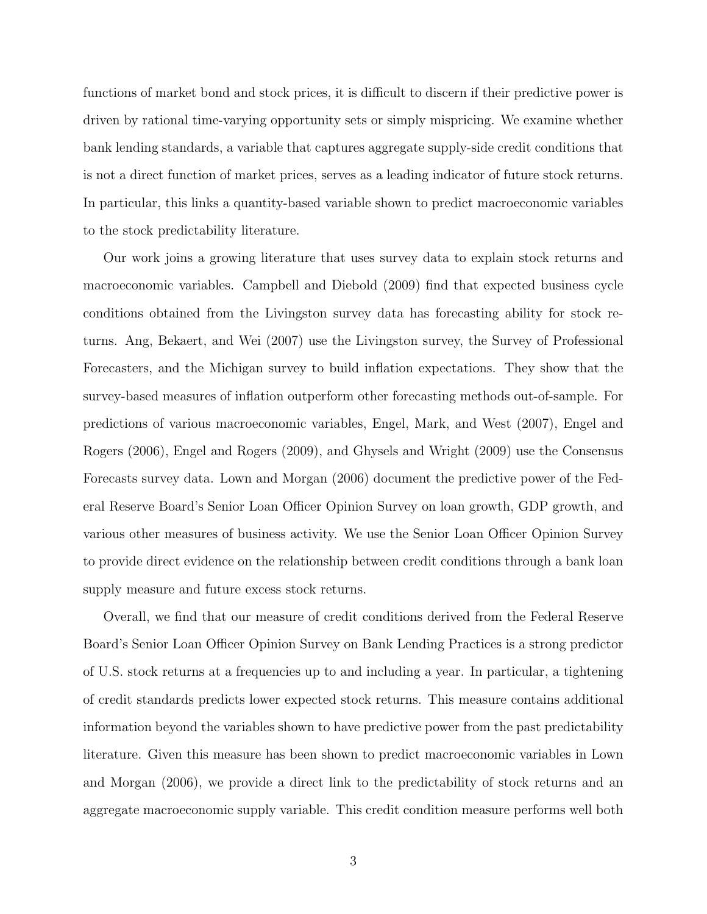functions of market bond and stock prices, it is difficult to discern if their predictive power is driven by rational time-varying opportunity sets or simply mispricing. We examine whether bank lending standards, a variable that captures aggregate supply-side credit conditions that is not a direct function of market prices, serves as a leading indicator of future stock returns. In particular, this links a quantity-based variable shown to predict macroeconomic variables to the stock predictability literature.

Our work joins a growing literature that uses survey data to explain stock returns and macroeconomic variables. Campbell and Diebold (2009) find that expected business cycle conditions obtained from the Livingston survey data has forecasting ability for stock returns. Ang, Bekaert, and Wei (2007) use the Livingston survey, the Survey of Professional Forecasters, and the Michigan survey to build inflation expectations. They show that the survey-based measures of inflation outperform other forecasting methods out-of-sample. For predictions of various macroeconomic variables, Engel, Mark, and West (2007), Engel and Rogers (2006), Engel and Rogers (2009), and Ghysels and Wright (2009) use the Consensus Forecasts survey data. Lown and Morgan (2006) document the predictive power of the Federal Reserve Board's Senior Loan Officer Opinion Survey on loan growth, GDP growth, and various other measures of business activity. We use the Senior Loan Officer Opinion Survey to provide direct evidence on the relationship between credit conditions through a bank loan supply measure and future excess stock returns.

Overall, we find that our measure of credit conditions derived from the Federal Reserve Board's Senior Loan Officer Opinion Survey on Bank Lending Practices is a strong predictor of U.S. stock returns at a frequencies up to and including a year. In particular, a tightening of credit standards predicts lower expected stock returns. This measure contains additional information beyond the variables shown to have predictive power from the past predictability literature. Given this measure has been shown to predict macroeconomic variables in Lown and Morgan (2006), we provide a direct link to the predictability of stock returns and an aggregate macroeconomic supply variable. This credit condition measure performs well both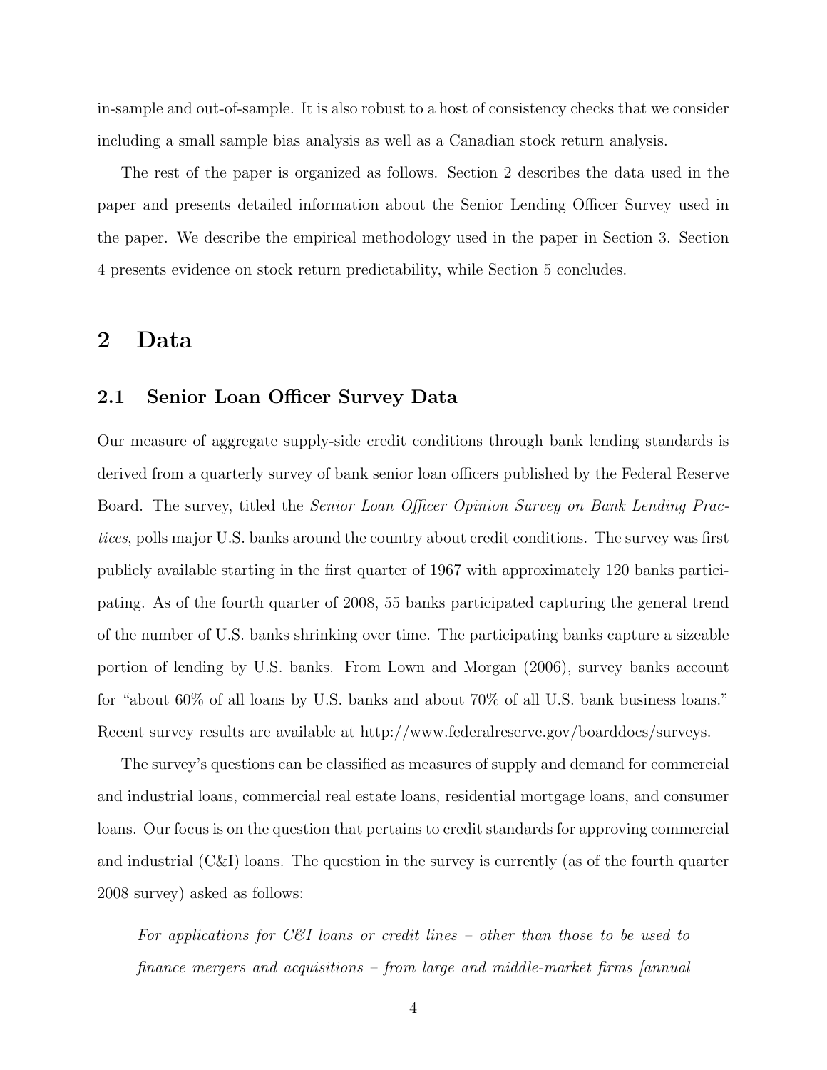in-sample and out-of-sample. It is also robust to a host of consistency checks that we consider including a small sample bias analysis as well as a Canadian stock return analysis.

The rest of the paper is organized as follows. Section 2 describes the data used in the paper and presents detailed information about the Senior Lending Officer Survey used in the paper. We describe the empirical methodology used in the paper in Section 3. Section 4 presents evidence on stock return predictability, while Section 5 concludes.

# 2 Data

## 2.1 Senior Loan Officer Survey Data

Our measure of aggregate supply-side credit conditions through bank lending standards is derived from a quarterly survey of bank senior loan officers published by the Federal Reserve Board. The survey, titled the *Senior Loan Officer Opinion Survey on Bank Lending Practices*, polls major U.S. banks around the country about credit conditions. The survey was first publicly available starting in the first quarter of 1967 with approximately 120 banks participating. As of the fourth quarter of 2008, 55 banks participated capturing the general trend of the number of U.S. banks shrinking over time. The participating banks capture a sizeable portion of lending by U.S. banks. From Lown and Morgan (2006), survey banks account for "about 60% of all loans by U.S. banks and about 70% of all U.S. bank business loans." Recent survey results are available at http://www.federalreserve.gov/boarddocs/surveys.

The survey's questions can be classified as measures of supply and demand for commercial and industrial loans, commercial real estate loans, residential mortgage loans, and consumer loans. Our focus is on the question that pertains to credit standards for approving commercial and industrial (C&I) loans. The question in the survey is currently (as of the fourth quarter 2008 survey) asked as follows:

> *For applications for C&I loans or credit lines – other than those to be used to finance mergers and acquisitions – from large and middle-market firms [annual*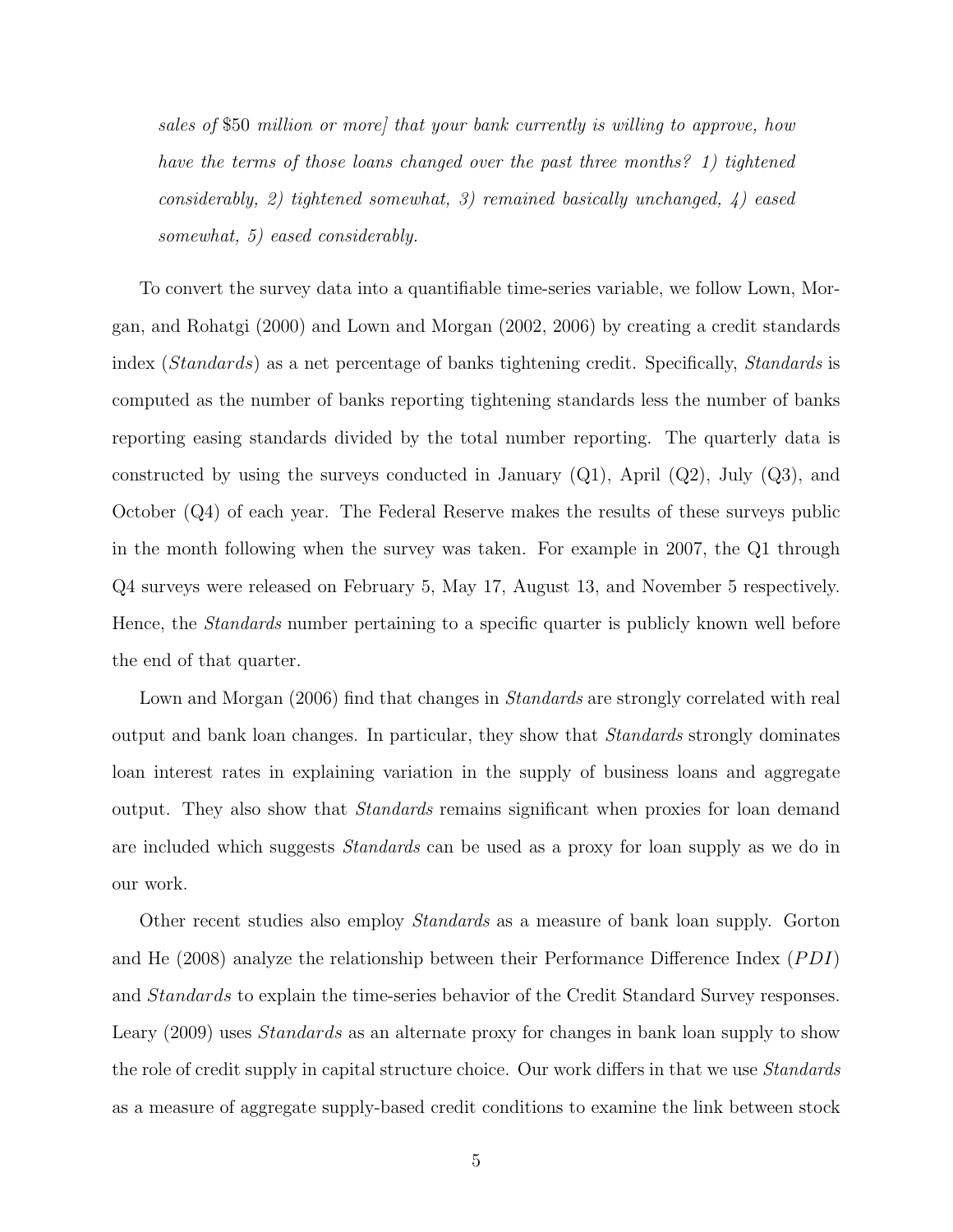*sales of* \$50 *million or more] that your bank currently is willing to approve, how have the terms of those loans changed over the past three months? 1) tightened considerably, 2) tightened somewhat, 3) remained basically unchanged, 4) eased somewhat, 5) eased considerably.*

To convert the survey data into a quantifiable time-series variable, we follow Lown, Morgan, and Rohatgi (2000) and Lown and Morgan (2002, 2006) by creating a credit standards index (*Standards*) as a net percentage of banks tightening credit. Specifically, *Standards* is computed as the number of banks reporting tightening standards less the number of banks reporting easing standards divided by the total number reporting. The quarterly data is constructed by using the surveys conducted in January (Q1), April (Q2), July (Q3), and October (Q4) of each year. The Federal Reserve makes the results of these surveys public in the month following when the survey was taken. For example in 2007, the Q1 through Q4 surveys were released on February 5, May 17, August 13, and November 5 respectively. Hence, the *Standards* number pertaining to a specific quarter is publicly known well before the end of that quarter.

Lown and Morgan (2006) find that changes in *Standards* are strongly correlated with real output and bank loan changes. In particular, they show that *Standards* strongly dominates loan interest rates in explaining variation in the supply of business loans and aggregate output. They also show that *Standards* remains significant when proxies for loan demand are included which suggests *Standards* can be used as a proxy for loan supply as we do in our work.

Other recent studies also employ *Standards* as a measure of bank loan supply. Gorton and He (2008) analyze the relationship between their Performance Difference Index ($PDI$) and *Standards* to explain the time-series behavior of the Credit Standard Survey responses. Leary (2009) uses *Standards* as an alternate proxy for changes in bank loan supply to show the role of credit supply in capital structure choice. Our work differs in that we use *Standards* as a measure of aggregate supply-based credit conditions to examine the link between stock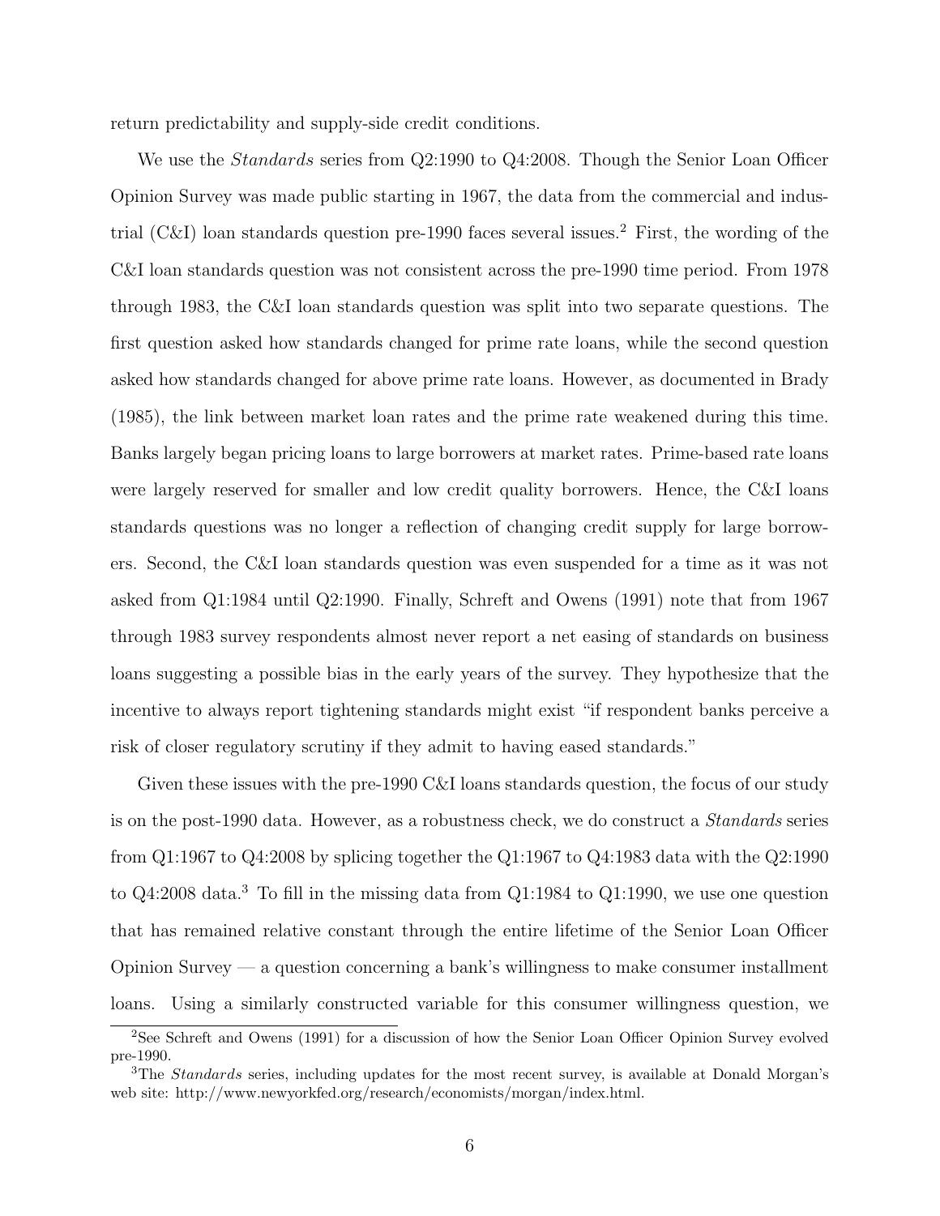return predictability and supply-side credit conditions.

We use the *Standards* series from Q2:1990 to Q4:2008. Though the Senior Loan Officer Opinion Survey was made public starting in 1967, the data from the commercial and industrial (C&I) loan standards question pre-1990 faces several issues.[2] First, the wording of the C&I loan standards question was not consistent across the pre-1990 time period. From 1978 through 1983, the C&I loan standards question was split into two separate questions. The first question asked how standards changed for prime rate loans, while the second question asked how standards changed for above prime rate loans. However, as documented in Brady (1985), the link between market loan rates and the prime rate weakened during this time. Banks largely began pricing loans to large borrowers at market rates. Prime-based rate loans were largely reserved for smaller and low credit quality borrowers. Hence, the C&I loans standards questions was no longer a reflection of changing credit supply for large borrowers. Second, the C&I loan standards question was even suspended for a time as it was not asked from Q1:1984 until Q2:1990. Finally, Schreft and Owens (1991) note that from 1967 through 1983 survey respondents almost never report a net easing of standards on business loans suggesting a possible bias in the early years of the survey. They hypothesize that the incentive to always report tightening standards might exist "if respondent banks perceive a risk of closer regulatory scrutiny if they admit to having eased standards."

Given these issues with the pre-1990 C&I loans standards question, the focus of our study is on the post-1990 data. However, as a robustness check, we do construct a *Standards* series from Q1:1967 to Q4:2008 by splicing together the Q1:1967 to Q4:1983 data with the Q2:1990 to Q4:2008 data.[3] To fill in the missing data from Q1:1984 to Q1:1990, we use one question that has remained relative constant through the entire lifetime of the Senior Loan Officer Opinion Survey — a question concerning a bank's willingness to make consumer installment loans. Using a similarly constructed variable for this consumer willingness question, we

[2] See Schreft and Owens (1991) for a discussion of how the Senior Loan Officer Opinion Survey evolved pre-1990.

[3] The *Standards* series, including updates for the most recent survey, is available at Donald Morgan's web site: http://www.newyorkfed.org/research/economists/morgan/index.html.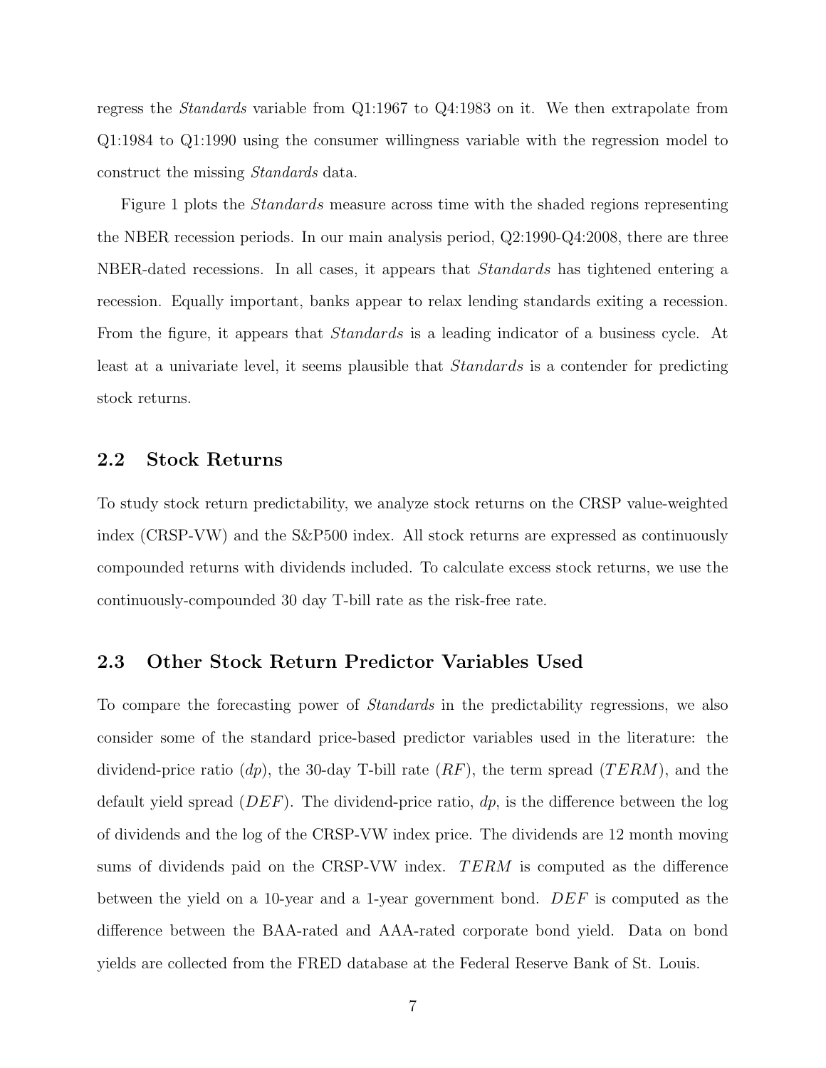regress the *Standards* variable from Q1:1967 to Q4:1983 on it. We then extrapolate from Q1:1984 to Q1:1990 using the consumer willingness variable with the regression model to construct the missing *Standards* data.

Figure 1 plots the *Standards* measure across time with the shaded regions representing the NBER recession periods. In our main analysis period, Q2:1990-Q4:2008, there are three NBER-dated recessions. In all cases, it appears that *Standards* has tightened entering a recession. Equally important, banks appear to relax lending standards exiting a recession. From the figure, it appears that *Standards* is a leading indicator of a business cycle. At least at a univariate level, it seems plausible that *Standards* is a contender for predicting stock returns.

## 2.2 Stock Returns

To study stock return predictability, we analyze stock returns on the CRSP value-weighted index (CRSP-VW) and the S&P500 index. All stock returns are expressed as continuously compounded returns with dividends included. To calculate excess stock returns, we use the continuously-compounded 30 day T-bill rate as the risk-free rate.

## 2.3 Other Stock Return Predictor Variables Used

To compare the forecasting power of *Standards* in the predictability regressions, we also consider some of the standard price-based predictor variables used in the literature: the dividend-price ratio ($dp$), the 30-day T-bill rate ($RF$), the term spread ($TERM$), and the default yield spread ($DEF$). The dividend-price ratio, $dp$, is the difference between the log of dividends and the log of the CRSP-VW index price. The dividends are 12 month moving sums of dividends paid on the CRSP-VW index. $TERM$ is computed as the difference between the yield on a 10-year and a 1-year government bond. $DEF$ is computed as the difference between the BAA-rated and AAA-rated corporate bond yield. Data on bond yields are collected from the FRED database at the Federal Reserve Bank of St. Louis.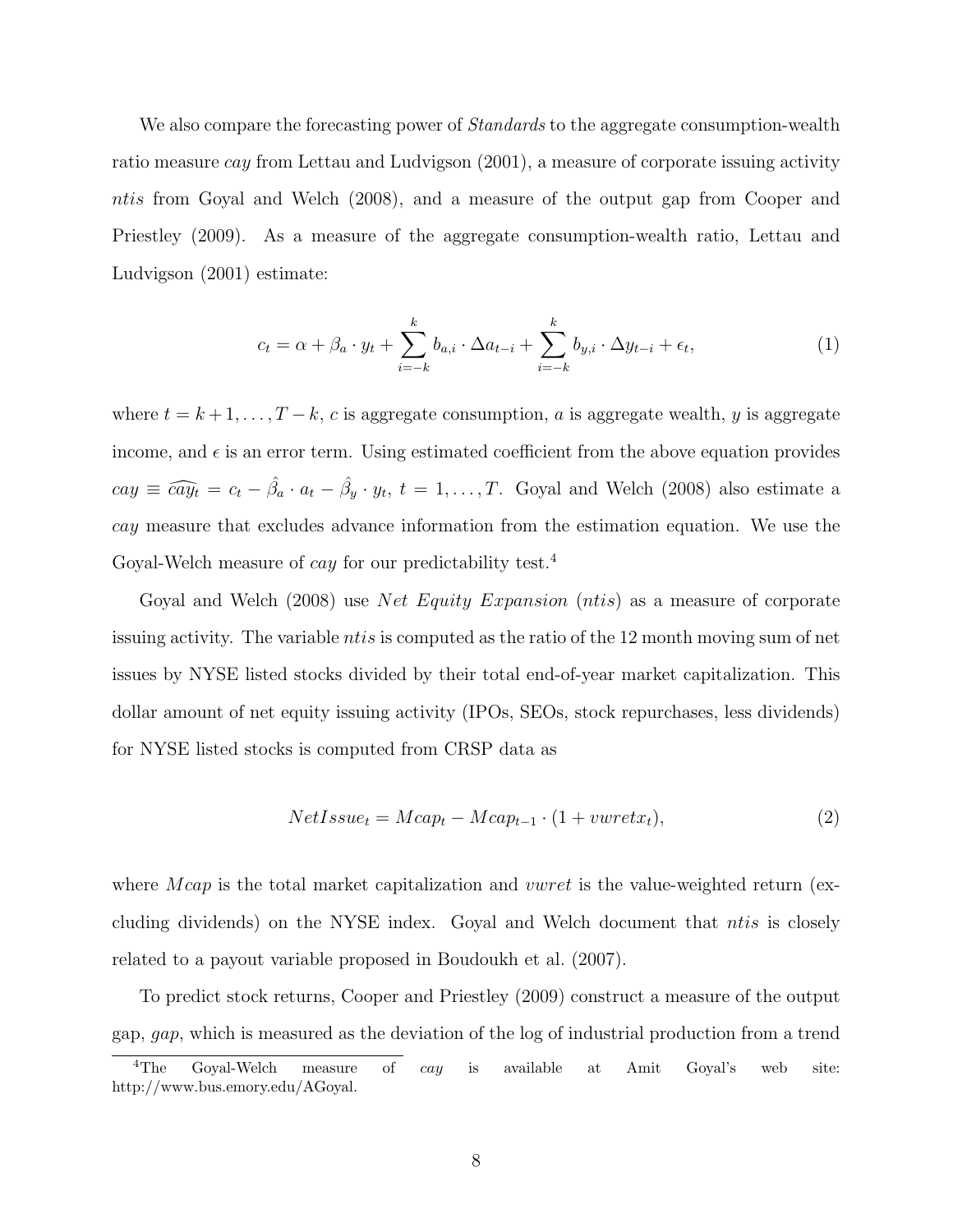We also compare the forecasting power of *Standards* to the aggregate consumption-wealth ratio measure *cay* from Lettau and Ludvigson (2001), a measure of corporate issuing activity *ntis* from Goyal and Welch (2008), and a measure of the output gap from Cooper and Priestley (2009). As a measure of the aggregate consumption-wealth ratio, Lettau and Ludvigson (2001) estimate:

$$c_t = \alpha + \beta_a \cdot y_t + \sum_{i=-k}^{k} b_{a,i} \cdot \Delta a_{t-i} + \sum_{i=-k}^{k} b_{y,i} \cdot \Delta y_{t-i} + \epsilon_t, \tag{1}$$

where $t = k+1, \ldots, T-k$, $c$ is aggregate consumption, $a$ is aggregate wealth, $y$ is aggregate income, and $\epsilon$ is an error term. Using estimated coefficient from the above equation provides $cay \equiv \widehat{cay}_t = c_t - \hat{\beta}_a \cdot a_t - \hat{\beta}_y \cdot y_t$, $t = 1, \ldots, T$. Goyal and Welch (2008) also estimate a *cay* measure that excludes advance information from the estimation equation. We use the Goyal-Welch measure of *cay* for our predictability test.[4]

Goyal and Welch (2008) use *Net Equity Expansion* (*ntis*) as a measure of corporate issuing activity. The variable *ntis* is computed as the ratio of the 12 month moving sum of net issues by NYSE listed stocks divided by their total end-of-year market capitalization. This dollar amount of net equity issuing activity (IPOs, SEOs, stock repurchases, less dividends) for NYSE listed stocks is computed from CRSP data as

$$NetIssue_t = Mcap_t - Mcap_{t-1} \cdot (1 + vwretx_t), \tag{2}$$

where $Mcap$ is the total market capitalization and $vwret$ is the value-weighted return (excluding dividends) on the NYSE index. Goyal and Welch document that *ntis* is closely related to a payout variable proposed in Boudoukh et al. (2007).

To predict stock returns, Cooper and Priestley (2009) construct a measure of the output gap, *gap*, which is measured as the deviation of the log of industrial production from a trend

[4] The Goyal-Welch measure of *cay* is available at Amit Goyal's web site: http://www.bus.emory.edu/AGoyal.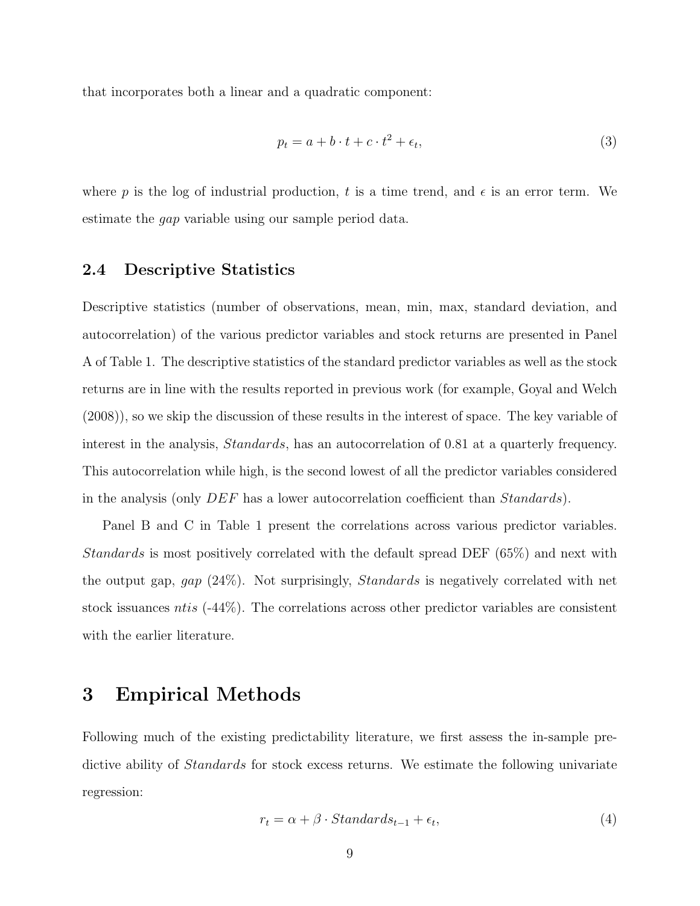that incorporates both a linear and a quadratic component:

$$p_t = a + b \cdot t + c \cdot t^2 + \epsilon_t, \tag{3}$$

where $p$ is the log of industrial production, $t$ is a time trend, and $\epsilon$ is an error term. We estimate the *gap* variable using our sample period data.

### 2.4 Descriptive Statistics

Descriptive statistics (number of observations, mean, min, max, standard deviation, and autocorrelation) of the various predictor variables and stock returns are presented in Panel A of Table 1. The descriptive statistics of the standard predictor variables as well as the stock returns are in line with the results reported in previous work (for example, Goyal and Welch (2008)), so we skip the discussion of these results in the interest of space. The key variable of interest in the analysis, *Standards*, has an autocorrelation of 0.81 at a quarterly frequency. This autocorrelation while high, is the second lowest of all the predictor variables considered in the analysis (only *DEF* has a lower autocorrelation coefficient than *Standards*).

Panel B and C in Table 1 present the correlations across various predictor variables. *Standards* is most positively correlated with the default spread DEF (65%) and next with the output gap, *gap* (24%). Not surprisingly, *Standards* is negatively correlated with net stock issuances *ntis* (-44%). The correlations across other predictor variables are consistent with the earlier literature.

## 3 Empirical Methods

Following much of the existing predictability literature, we first assess the in-sample predictive ability of *Standards* for stock excess returns. We estimate the following univariate regression:

$$r_t = \alpha + \beta \cdot Standards_{t-1} + \epsilon_t, \tag{4}$$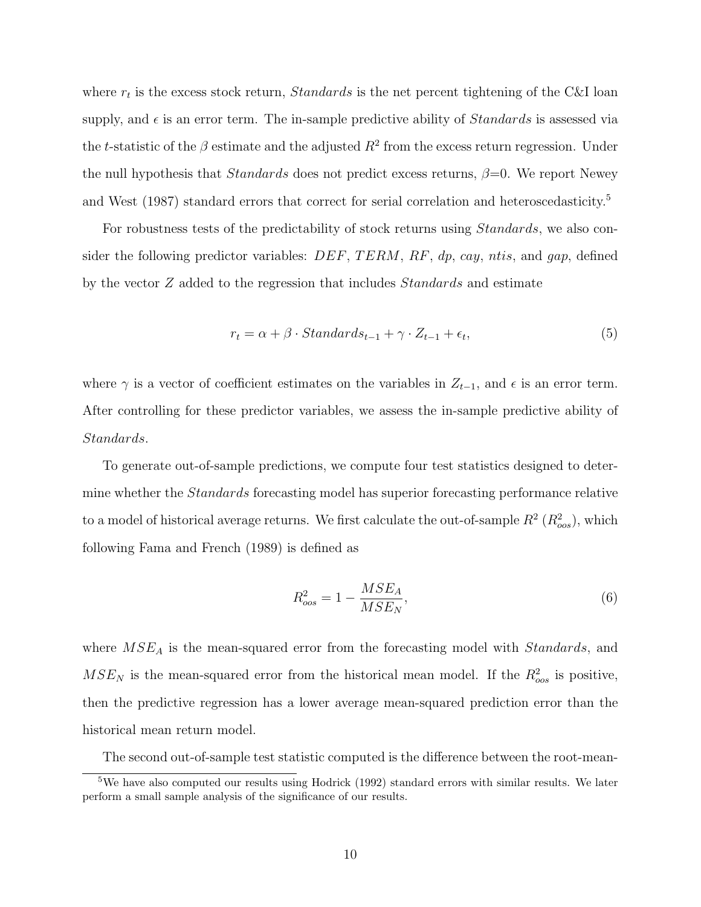where $r_t$ is the excess stock return, *Standards* is the net percent tightening of the C&I loan supply, and $\epsilon$ is an error term. The in-sample predictive ability of *Standards* is assessed via the $t$-statistic of the $\beta$ estimate and the adjusted $R^2$ from the excess return regression. Under the null hypothesis that *Standards* does not predict excess returns, $\beta$=0. We report Newey and West (1987) standard errors that correct for serial correlation and heteroscedasticity.[5]

For robustness tests of the predictability of stock returns using *Standards*, we also consider the following predictor variables: $DEF$, $TERM$, $RF$, $dp$, $cay$, $ntis$, and $gap$, defined by the vector $Z$ added to the regression that includes *Standards* and estimate

$$r_t = \alpha + \beta \cdot Standards_{t-1} + \gamma \cdot Z_{t-1} + \epsilon_t, \tag{5}$$

where $\gamma$ is a vector of coefficient estimates on the variables in $Z_{t-1}$, and $\epsilon$ is an error term. After controlling for these predictor variables, we assess the in-sample predictive ability of *Standards*.

To generate out-of-sample predictions, we compute four test statistics designed to determine whether the *Standards* forecasting model has superior forecasting performance relative to a model of historical average returns. We first calculate the out-of-sample $R^2$ ($R^2_{oos}$), which following Fama and French (1989) is defined as

$$R^2_{oos} = 1 - \frac{MSE_A}{MSE_N}, \tag{6}$$

where $MSE_A$ is the mean-squared error from the forecasting model with *Standards*, and $MSE_N$ is the mean-squared error from the historical mean model. If the $R^2_{oos}$ is positive, then the predictive regression has a lower average mean-squared prediction error than the historical mean return model.

The second out-of-sample test statistic computed is the difference between the root-mean-

[5] We have also computed our results using Hodrick (1992) standard errors with similar results. We later perform a small sample analysis of the significance of our results.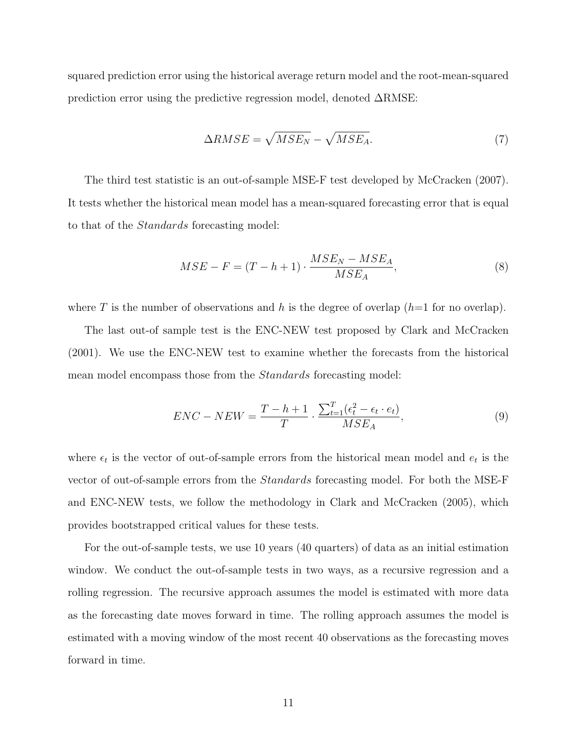squared prediction error using the historical average return model and the root-mean-squared prediction error using the predictive regression model, denoted ΔRMSE:

$$\Delta RMSE = \sqrt{MSE_N} - \sqrt{MSE_A}. \tag{7}$$

The third test statistic is an out-of-sample MSE-F test developed by McCracken (2007). It tests whether the historical mean model has a mean-squared forecasting error that is equal to that of the *Standards* forecasting model:

$$MSE - F = (T - h + 1) \cdot \frac{MSE_N - MSE_A}{MSE_A}, \tag{8}$$

where $T$ is the number of observations and $h$ is the degree of overlap ($h$=1 for no overlap).

The last out-of sample test is the ENC-NEW test proposed by Clark and McCracken (2001). We use the ENC-NEW test to examine whether the forecasts from the historical mean model encompass those from the *Standards* forecasting model:

$$ENC - NEW = \frac{T - h + 1}{T} \cdot \frac{\sum_{t=1}^{T} (\epsilon_t^2 - \epsilon_t \cdot e_t)}{MSE_A}, \tag{9}$$

where $\epsilon_t$ is the vector of out-of-sample errors from the historical mean model and $e_t$ is the vector of out-of-sample errors from the *Standards* forecasting model. For both the MSE-F and ENC-NEW tests, we follow the methodology in Clark and McCracken (2005), which provides bootstrapped critical values for these tests.

For the out-of-sample tests, we use 10 years (40 quarters) of data as an initial estimation window. We conduct the out-of-sample tests in two ways, as a recursive regression and a rolling regression. The recursive approach assumes the model is estimated with more data as the forecasting date moves forward in time. The rolling approach assumes the model is estimated with a moving window of the most recent 40 observations as the forecasting moves forward in time.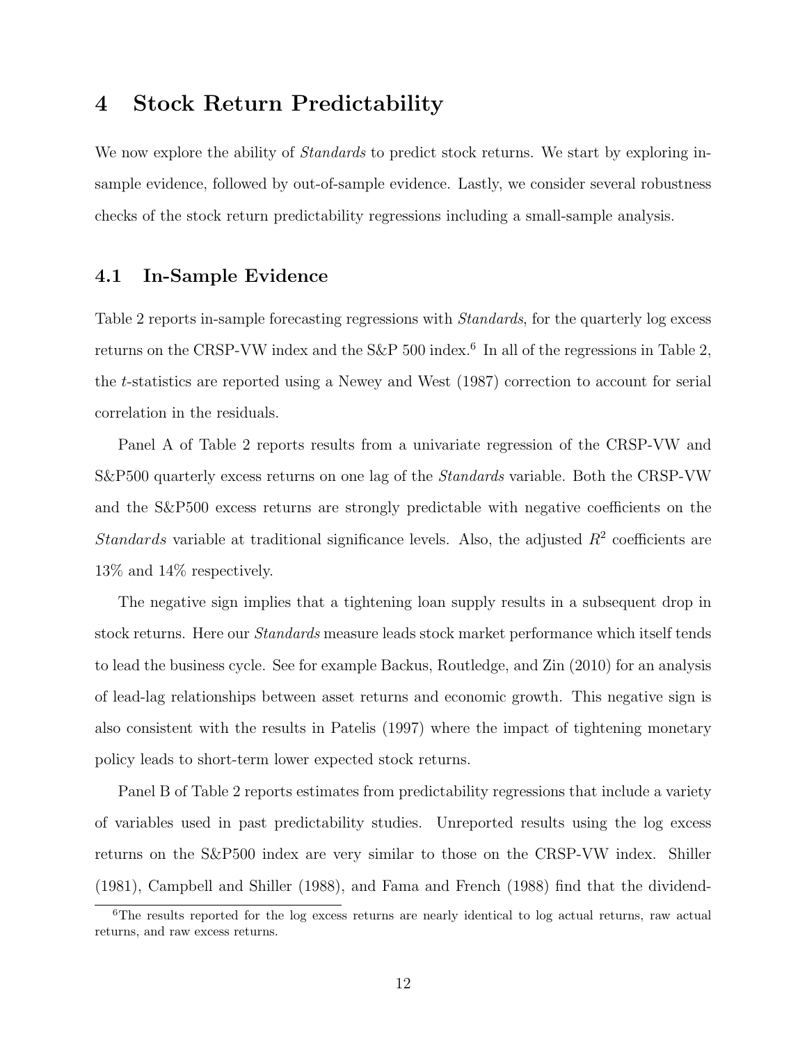# 4 Stock Return Predictability

We now explore the ability of *Standards* to predict stock returns. We start by exploring in-sample evidence, followed by out-of-sample evidence. Lastly, we consider several robustness checks of the stock return predictability regressions including a small-sample analysis.

## 4.1 In-Sample Evidence

Table 2 reports in-sample forecasting regressions with *Standards*, for the quarterly log excess returns on the CRSP-VW index and the S&P 500 index.[6] In all of the regressions in Table 2, the $t$-statistics are reported using a Newey and West (1987) correction to account for serial correlation in the residuals.

Panel A of Table 2 reports results from a univariate regression of the CRSP-VW and S&P500 quarterly excess returns on one lag of the *Standards* variable. Both the CRSP-VW and the S&P500 excess returns are strongly predictable with negative coefficients on the *Standards* variable at traditional significance levels. Also, the adjusted $R^2$ coefficients are 13% and 14% respectively.

The negative sign implies that a tightening loan supply results in a subsequent drop in stock returns. Here our *Standards* measure leads stock market performance which itself tends to lead the business cycle. See for example Backus, Routledge, and Zin (2010) for an analysis of lead-lag relationships between asset returns and economic growth. This negative sign is also consistent with the results in Patelis (1997) where the impact of tightening monetary policy leads to short-term lower expected stock returns.

Panel B of Table 2 reports estimates from predictability regressions that include a variety of variables used in past predictability studies. Unreported results using the log excess returns on the S&P500 index are very similar to those on the CRSP-VW index. Shiller (1981), Campbell and Shiller (1988), and Fama and French (1988) find that the dividend-

[6] The results reported for the log excess returns are nearly identical to log actual returns, raw actual returns, and raw excess returns.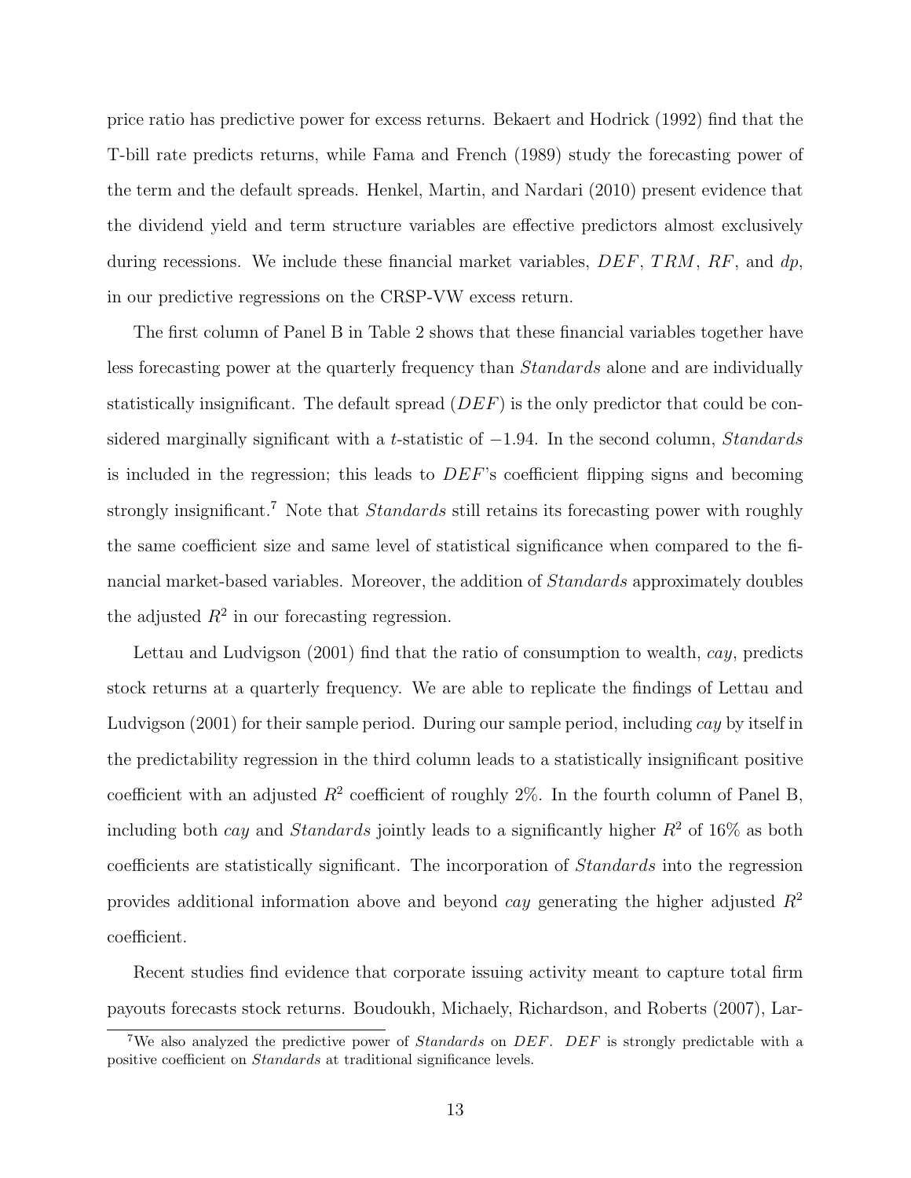price ratio has predictive power for excess returns. Bekaert and Hodrick (1992) find that the T-bill rate predicts returns, while Fama and French (1989) study the forecasting power of the term and the default spreads. Henkel, Martin, and Nardari (2010) present evidence that the dividend yield and term structure variables are effective predictors almost exclusively during recessions. We include these financial market variables, $DEF$, $TRM$, $RF$, and $dp$, in our predictive regressions on the CRSP-VW excess return.

The first column of Panel B in Table 2 shows that these financial variables together have less forecasting power at the quarterly frequency than *Standards* alone and are individually statistically insignificant. The default spread ($DEF$) is the only predictor that could be considered marginally significant with a $t$-statistic of $-1.94$. In the second column, *Standards* is included in the regression; this leads to $DEF$'s coefficient flipping signs and becoming strongly insignificant.[7] Note that *Standards* still retains its forecasting power with roughly the same coefficient size and same level of statistical significance when compared to the financial market-based variables. Moreover, the addition of *Standards* approximately doubles the adjusted $R^2$ in our forecasting regression.

Lettau and Ludvigson (2001) find that the ratio of consumption to wealth, *cay*, predicts stock returns at a quarterly frequency. We are able to replicate the findings of Lettau and Ludvigson (2001) for their sample period. During our sample period, including *cay* by itself in the predictability regression in the third column leads to a statistically insignificant positive coefficient with an adjusted $R^2$ coefficient of roughly 2%. In the fourth column of Panel B, including both *cay* and *Standards* jointly leads to a significantly higher $R^2$ of 16% as both coefficients are statistically significant. The incorporation of *Standards* into the regression provides additional information above and beyond *cay* generating the higher adjusted $R^2$ coefficient.

Recent studies find evidence that corporate issuing activity meant to capture total firm payouts forecasts stock returns. Boudoukh, Michaely, Richardson, and Roberts (2007), Lar-

[7]We also analyzed the predictive power of *Standards* on $DEF$. $DEF$ is strongly predictable with a positive coefficient on *Standards* at traditional significance levels.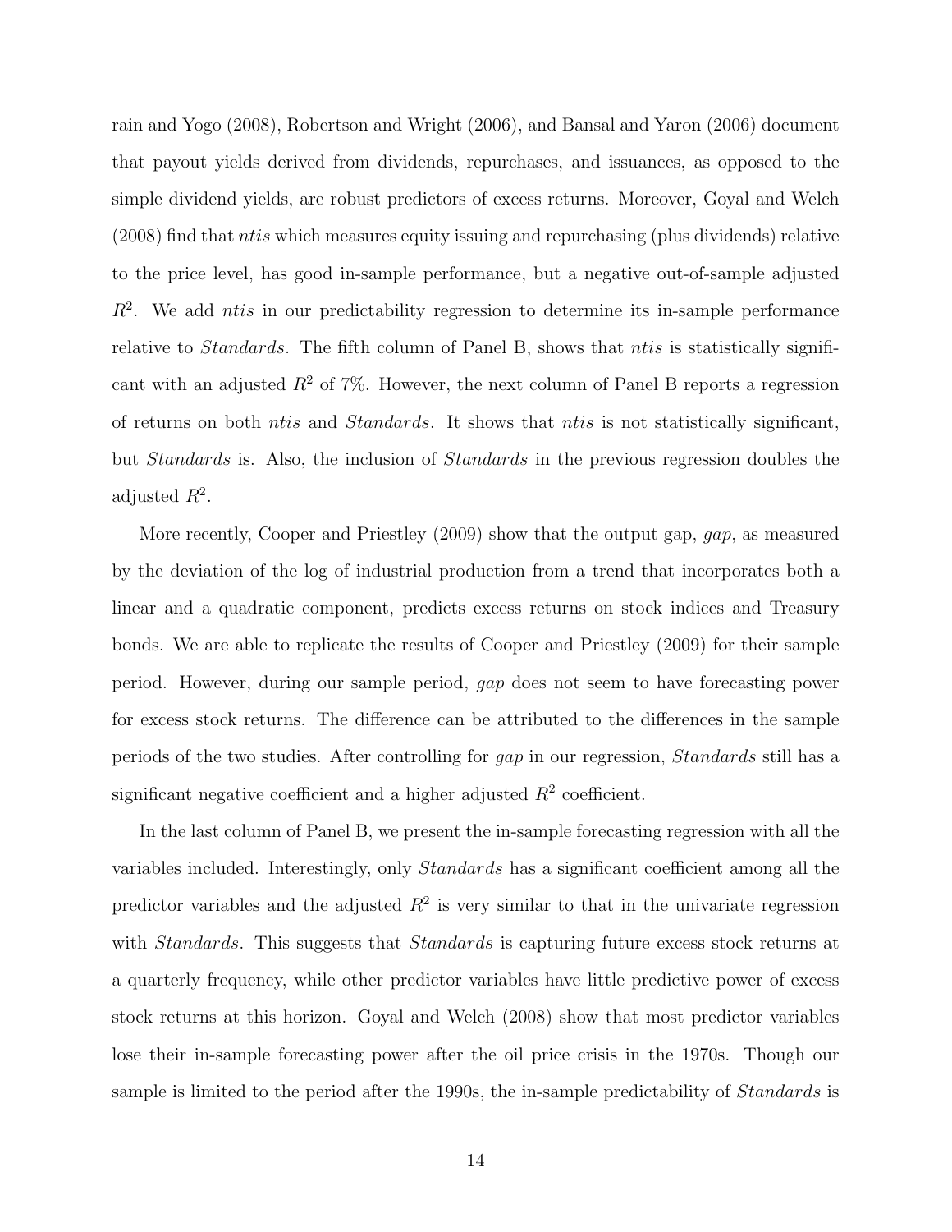rain and Yogo (2008), Robertson and Wright (2006), and Bansal and Yaron (2006) document that payout yields derived from dividends, repurchases, and issuances, as opposed to the simple dividend yields, are robust predictors of excess returns. Moreover, Goyal and Welch (2008) find that *ntis* which measures equity issuing and repurchasing (plus dividends) relative to the price level, has good in-sample performance, but a negative out-of-sample adjusted $R^2$. We add *ntis* in our predictability regression to determine its in-sample performance relative to *Standards*. The fifth column of Panel B, shows that *ntis* is statistically significant with an adjusted $R^2$ of 7%. However, the next column of Panel B reports a regression of returns on both *ntis* and *Standards*. It shows that *ntis* is not statistically significant, but *Standards* is. Also, the inclusion of *Standards* in the previous regression doubles the adjusted $R^2$.

More recently, Cooper and Priestley (2009) show that the output gap, *gap*, as measured by the deviation of the log of industrial production from a trend that incorporates both a linear and a quadratic component, predicts excess returns on stock indices and Treasury bonds. We are able to replicate the results of Cooper and Priestley (2009) for their sample period. However, during our sample period, *gap* does not seem to have forecasting power for excess stock returns. The difference can be attributed to the differences in the sample periods of the two studies. After controlling for *gap* in our regression, *Standards* still has a significant negative coefficient and a higher adjusted $R^2$ coefficient.

In the last column of Panel B, we present the in-sample forecasting regression with all the variables included. Interestingly, only *Standards* has a significant coefficient among all the predictor variables and the adjusted $R^2$ is very similar to that in the univariate regression with *Standards*. This suggests that *Standards* is capturing future excess stock returns at a quarterly frequency, while other predictor variables have little predictive power of excess stock returns at this horizon. Goyal and Welch (2008) show that most predictor variables lose their in-sample forecasting power after the oil price crisis in the 1970s. Though our sample is limited to the period after the 1990s, the in-sample predictability of *Standards* is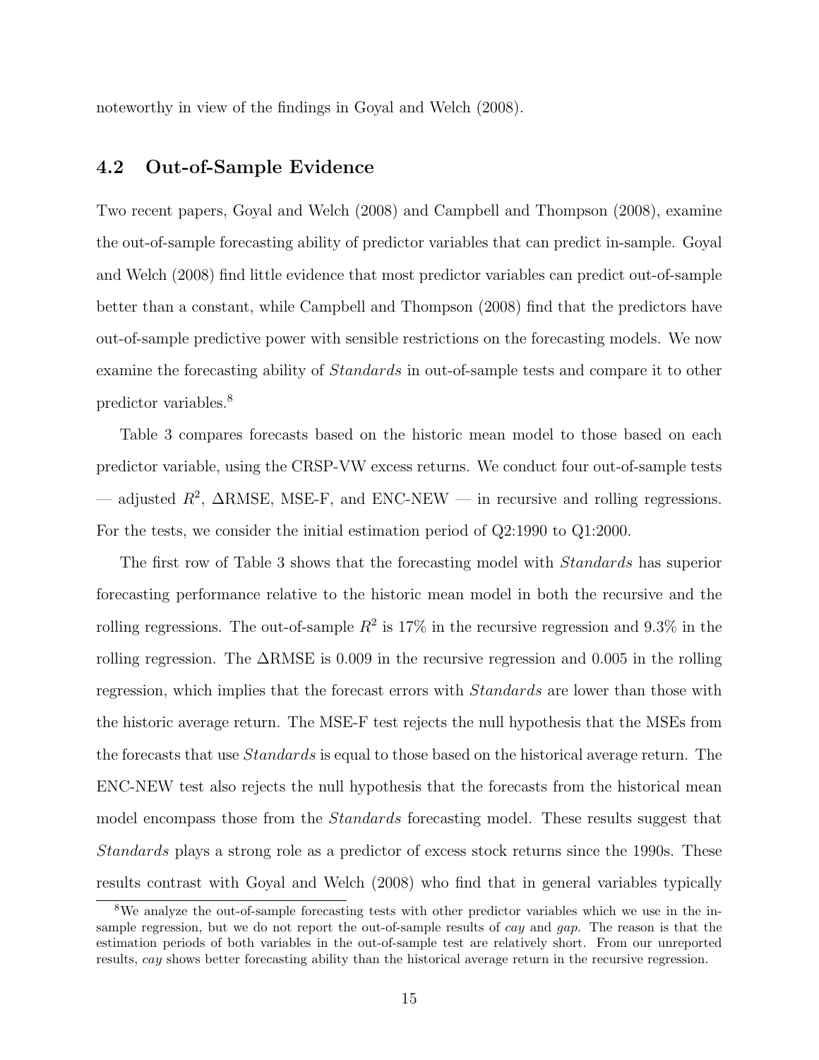noteworthy in view of the findings in Goyal and Welch (2008).

## 4.2 Out-of-Sample Evidence

Two recent papers, Goyal and Welch (2008) and Campbell and Thompson (2008), examine the out-of-sample forecasting ability of predictor variables that can predict in-sample. Goyal and Welch (2008) find little evidence that most predictor variables can predict out-of-sample better than a constant, while Campbell and Thompson (2008) find that the predictors have out-of-sample predictive power with sensible restrictions on the forecasting models. We now examine the forecasting ability of *Standards* in out-of-sample tests and compare it to other predictor variables.[8]

Table 3 compares forecasts based on the historic mean model to those based on each predictor variable, using the CRSP-VW excess returns. We conduct four out-of-sample tests — adjusted $R^2$, $\Delta$RMSE, MSE-F, and ENC-NEW — in recursive and rolling regressions. For the tests, we consider the initial estimation period of Q2:1990 to Q1:2000.

The first row of Table 3 shows that the forecasting model with *Standards* has superior forecasting performance relative to the historic mean model in both the recursive and the rolling regressions. The out-of-sample $R^2$ is 17% in the recursive regression and 9.3% in the rolling regression. The $\Delta$RMSE is 0.009 in the recursive regression and 0.005 in the rolling regression, which implies that the forecast errors with *Standards* are lower than those with the historic average return. The MSE-F test rejects the null hypothesis that the MSEs from the forecasts that use *Standards* is equal to those based on the historical average return. The ENC-NEW test also rejects the null hypothesis that the forecasts from the historical mean model encompass those from the *Standards* forecasting model. These results suggest that *Standards* plays a strong role as a predictor of excess stock returns since the 1990s. These results contrast with Goyal and Welch (2008) who find that in general variables typically

[8] We analyze the out-of-sample forecasting tests with other predictor variables which we use in the in-sample regression, but we do not report the out-of-sample results of *cay* and *gap*. The reason is that the estimation periods of both variables in the out-of-sample test are relatively short. From our unreported results, *cay* shows better forecasting ability than the historical average return in the recursive regression.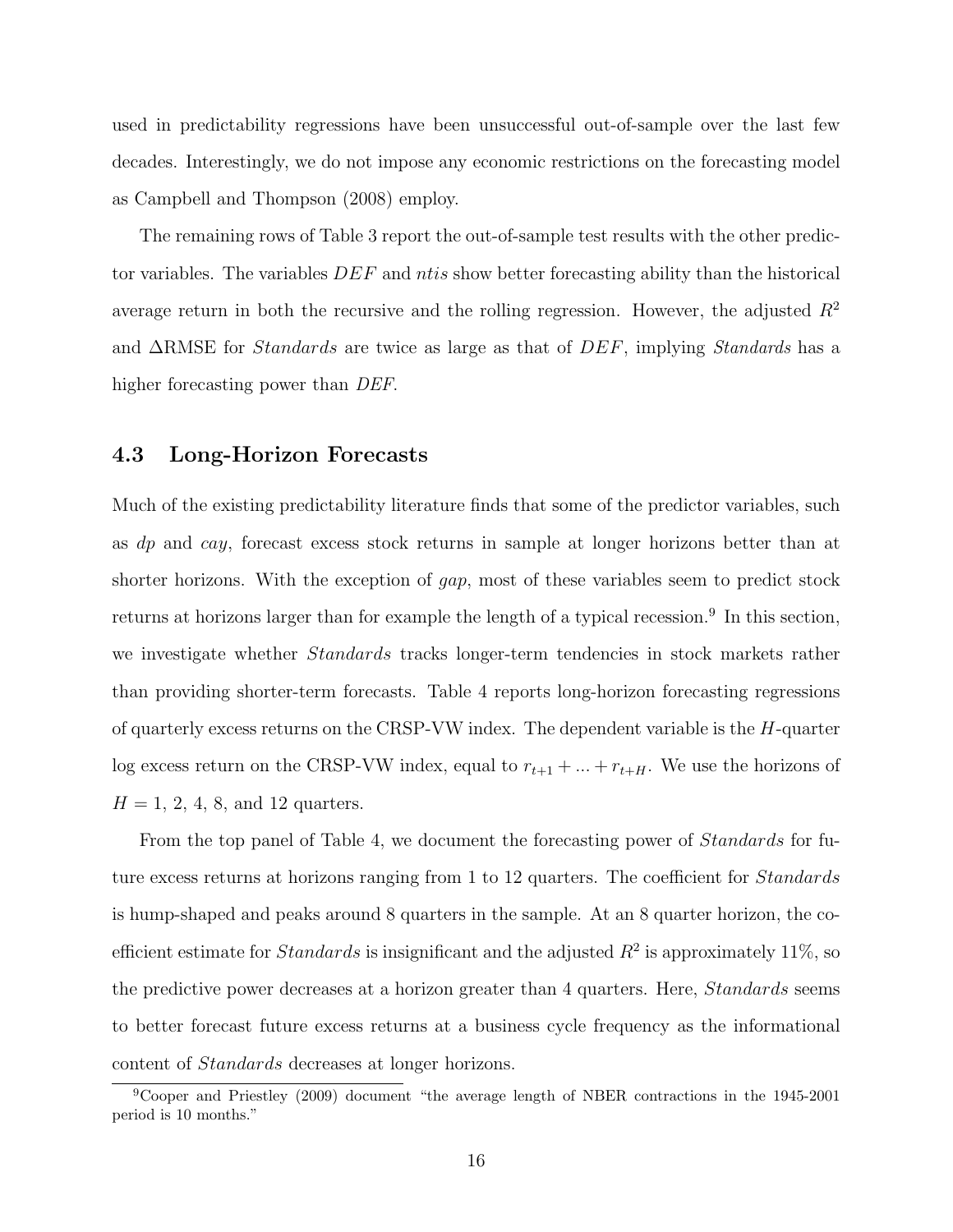used in predictability regressions have been unsuccessful out-of-sample over the last few decades. Interestingly, we do not impose any economic restrictions on the forecasting model as Campbell and Thompson (2008) employ.

The remaining rows of Table 3 report the out-of-sample test results with the other predictor variables. The variables *DEF* and *ntis* show better forecasting ability than the historical average return in both the recursive and the rolling regression. However, the adjusted $R^2$ and $\Delta$RMSE for *Standards* are twice as large as that of *DEF*, implying *Standards* has a higher forecasting power than *DEF*.

## 4.3 Long-Horizon Forecasts

Much of the existing predictability literature finds that some of the predictor variables, such as *dp* and *cay*, forecast excess stock returns in sample at longer horizons better than at shorter horizons. With the exception of *gap*, most of these variables seem to predict stock returns at horizons larger than for example the length of a typical recession.[9] In this section, we investigate whether *Standards* tracks longer-term tendencies in stock markets rather than providing shorter-term forecasts. Table 4 reports long-horizon forecasting regressions of quarterly excess returns on the CRSP-VW index. The dependent variable is the $H$-quarter log excess return on the CRSP-VW index, equal to $r_{t+1} + ... + r_{t+H}$. We use the horizons of $H = 1$, 2, 4, 8, and 12 quarters.

From the top panel of Table 4, we document the forecasting power of *Standards* for future excess returns at horizons ranging from 1 to 12 quarters. The coefficient for *Standards* is hump-shaped and peaks around 8 quarters in the sample. At an 8 quarter horizon, the coefficient estimate for *Standards* is insignificant and the adjusted $R^2$ is approximately 11%, so the predictive power decreases at a horizon greater than 4 quarters. Here, *Standards* seems to better forecast future excess returns at a business cycle frequency as the informational content of *Standards* decreases at longer horizons.

[9] Cooper and Priestley (2009) document "the average length of NBER contractions in the 1945-2001 period is 10 months."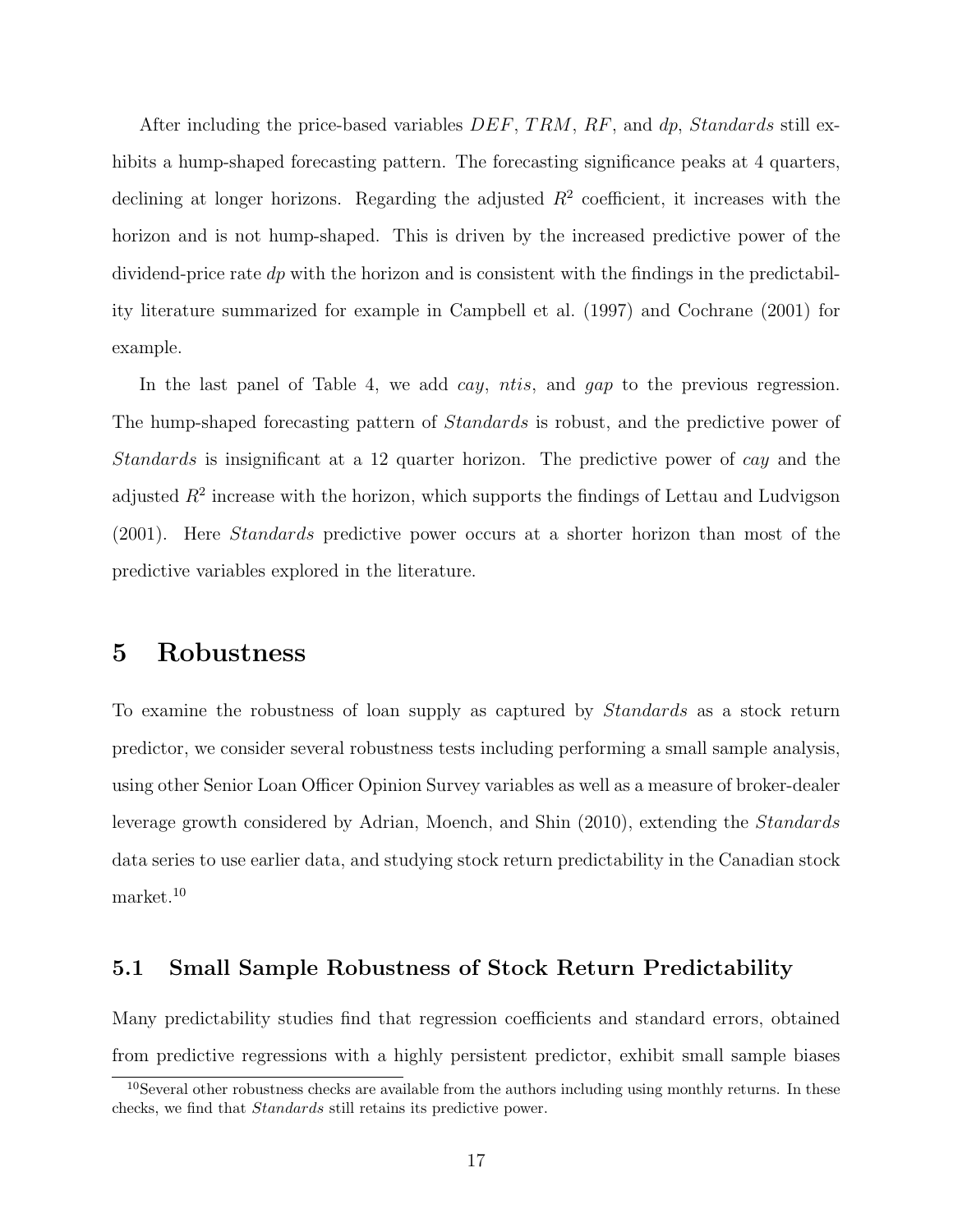After including the price-based variables $DEF$, $TRM$, $RF$, and $dp$, *Standards* still exhibits a hump-shaped forecasting pattern. The forecasting significance peaks at 4 quarters, declining at longer horizons. Regarding the adjusted $R^2$ coefficient, it increases with the horizon and is not hump-shaped. This is driven by the increased predictive power of the dividend-price rate $dp$ with the horizon and is consistent with the findings in the predictability literature summarized for example in Campbell et al. (1997) and Cochrane (2001) for example.

In the last panel of Table 4, we add *cay*, *ntis*, and *gap* to the previous regression. The hump-shaped forecasting pattern of *Standards* is robust, and the predictive power of *Standards* is insignificant at a 12 quarter horizon. The predictive power of *cay* and the adjusted $R^2$ increase with the horizon, which supports the findings of Lettau and Ludvigson (2001). Here *Standards* predictive power occurs at a shorter horizon than most of the predictive variables explored in the literature.

# 5 Robustness

To examine the robustness of loan supply as captured by *Standards* as a stock return predictor, we consider several robustness tests including performing a small sample analysis, using other Senior Loan Officer Opinion Survey variables as well as a measure of broker-dealer leverage growth considered by Adrian, Moench, and Shin (2010), extending the *Standards* data series to use earlier data, and studying stock return predictability in the Canadian stock market.[10]

## 5.1 Small Sample Robustness of Stock Return Predictability

Many predictability studies find that regression coefficients and standard errors, obtained from predictive regressions with a highly persistent predictor, exhibit small sample biases

[10] Several other robustness checks are available from the authors including using monthly returns. In these checks, we find that *Standards* still retains its predictive power.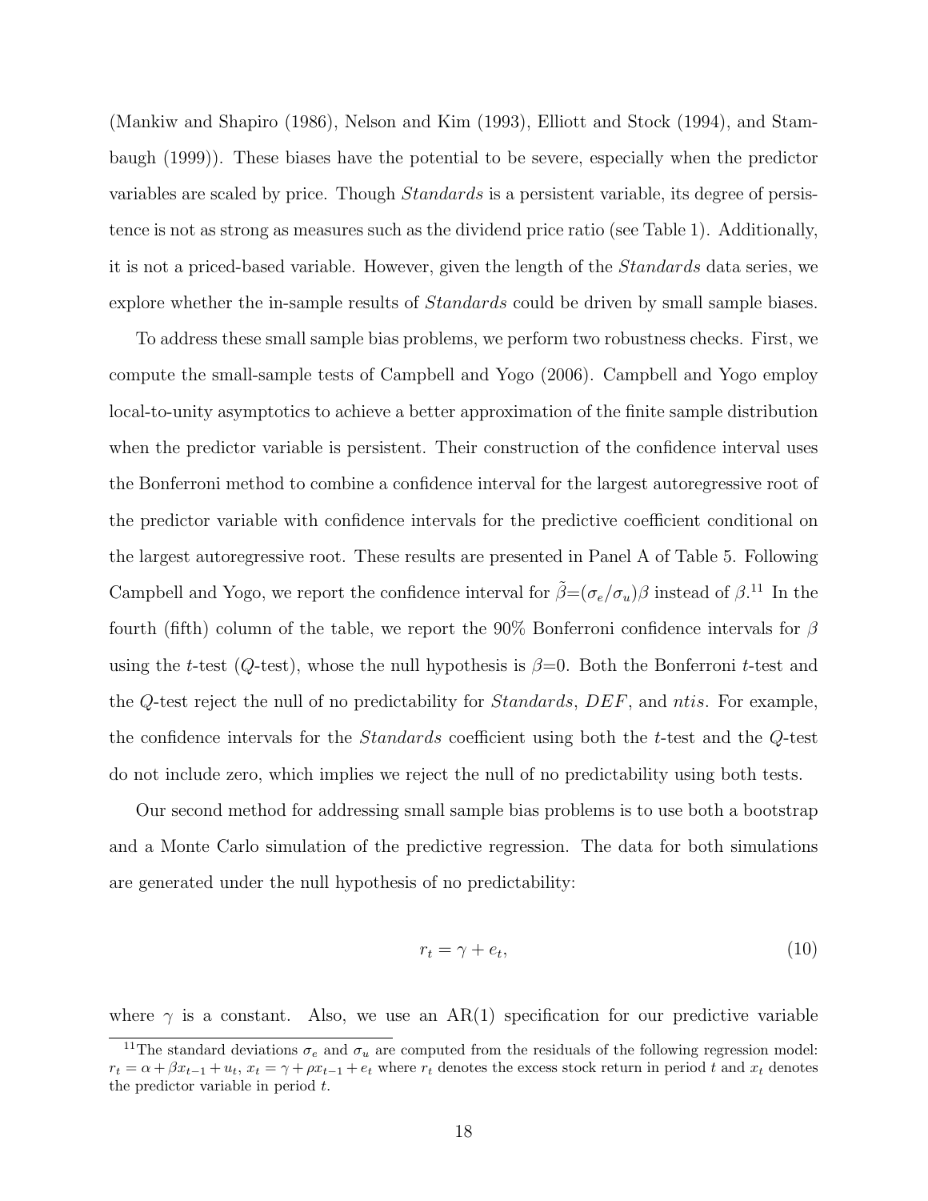(Mankiw and Shapiro (1986), Nelson and Kim (1993), Elliott and Stock (1994), and Stambaugh (1999)). These biases have the potential to be severe, especially when the predictor variables are scaled by price. Though *Standards* is a persistent variable, its degree of persistence is not as strong as measures such as the dividend price ratio (see Table 1). Additionally, it is not a priced-based variable. However, given the length of the *Standards* data series, we explore whether the in-sample results of *Standards* could be driven by small sample biases.

To address these small sample bias problems, we perform two robustness checks. First, we compute the small-sample tests of Campbell and Yogo (2006). Campbell and Yogo employ local-to-unity asymptotics to achieve a better approximation of the finite sample distribution when the predictor variable is persistent. Their construction of the confidence interval uses the Bonferroni method to combine a confidence interval for the largest autoregressive root of the predictor variable with confidence intervals for the predictive coefficient conditional on the largest autoregressive root. These results are presented in Panel A of Table 5. Following Campbell and Yogo, we report the confidence interval for $\tilde{\beta}$=$(\sigma_e/\sigma_u)\beta$ instead of $\beta$.[11] In the fourth (fifth) column of the table, we report the 90% Bonferroni confidence intervals for $\beta$ using the $t$-test ($Q$-test), whose the null hypothesis is $\beta$=0. Both the Bonferroni $t$-test and the $Q$-test reject the null of no predictability for *Standards*, $DEF$, and $ntis$. For example, the confidence intervals for the *Standards* coefficient using both the $t$-test and the $Q$-test do not include zero, which implies we reject the null of no predictability using both tests.

Our second method for addressing small sample bias problems is to use both a bootstrap and a Monte Carlo simulation of the predictive regression. The data for both simulations are generated under the null hypothesis of no predictability:

$$r_t = \gamma + e_t, \tag{10}$$

where $\gamma$ is a constant. Also, we use an AR(1) specification for our predictive variable

[11] The standard deviations $\sigma_e$ and $\sigma_u$ are computed from the residuals of the following regression model: $r_t = \alpha + \beta x_{t-1} + u_t$, $x_t = \gamma + \rho x_{t-1} + e_t$ where $r_t$ denotes the excess stock return in period $t$ and $x_t$ denotes the predictor variable in period $t$.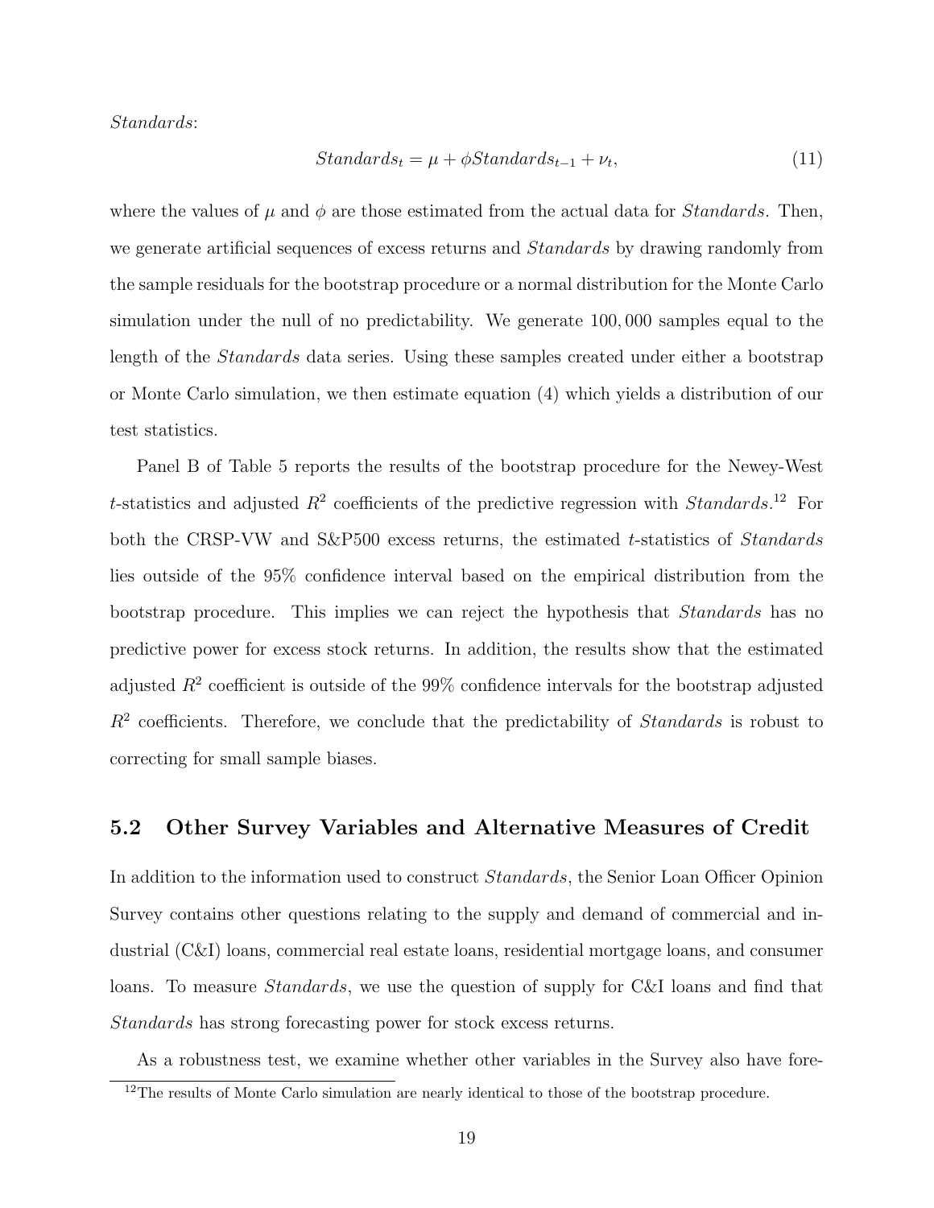*Standards*:

$$Standards_t = \mu + \phi Standards_{t-1} + \nu_t, \tag{11}$$

where the values of $\mu$ and $\phi$ are those estimated from the actual data for *Standards*. Then, we generate artificial sequences of excess returns and *Standards* by drawing randomly from the sample residuals for the bootstrap procedure or a normal distribution for the Monte Carlo simulation under the null of no predictability. We generate 100,000 samples equal to the length of the *Standards* data series. Using these samples created under either a bootstrap or Monte Carlo simulation, we then estimate equation (4) which yields a distribution of our test statistics.

Panel B of Table 5 reports the results of the bootstrap procedure for the Newey-West $t$-statistics and adjusted $R^2$ coefficients of the predictive regression with *Standards*.[12] For both the CRSP-VW and S&P500 excess returns, the estimated $t$-statistics of *Standards* lies outside of the 95% confidence interval based on the empirical distribution from the bootstrap procedure. This implies we can reject the hypothesis that *Standards* has no predictive power for excess stock returns. In addition, the results show that the estimated adjusted $R^2$ coefficient is outside of the 99% confidence intervals for the bootstrap adjusted $R^2$ coefficients. Therefore, we conclude that the predictability of *Standards* is robust to correcting for small sample biases.

## 5.2 Other Survey Variables and Alternative Measures of Credit

In addition to the information used to construct *Standards*, the Senior Loan Officer Opinion Survey contains other questions relating to the supply and demand of commercial and industrial (C&I) loans, commercial real estate loans, residential mortgage loans, and consumer loans. To measure *Standards*, we use the question of supply for C&I loans and find that *Standards* has strong forecasting power for stock excess returns.

As a robustness test, we examine whether other variables in the Survey also have fore-

[12] The results of Monte Carlo simulation are nearly identical to those of the bootstrap procedure.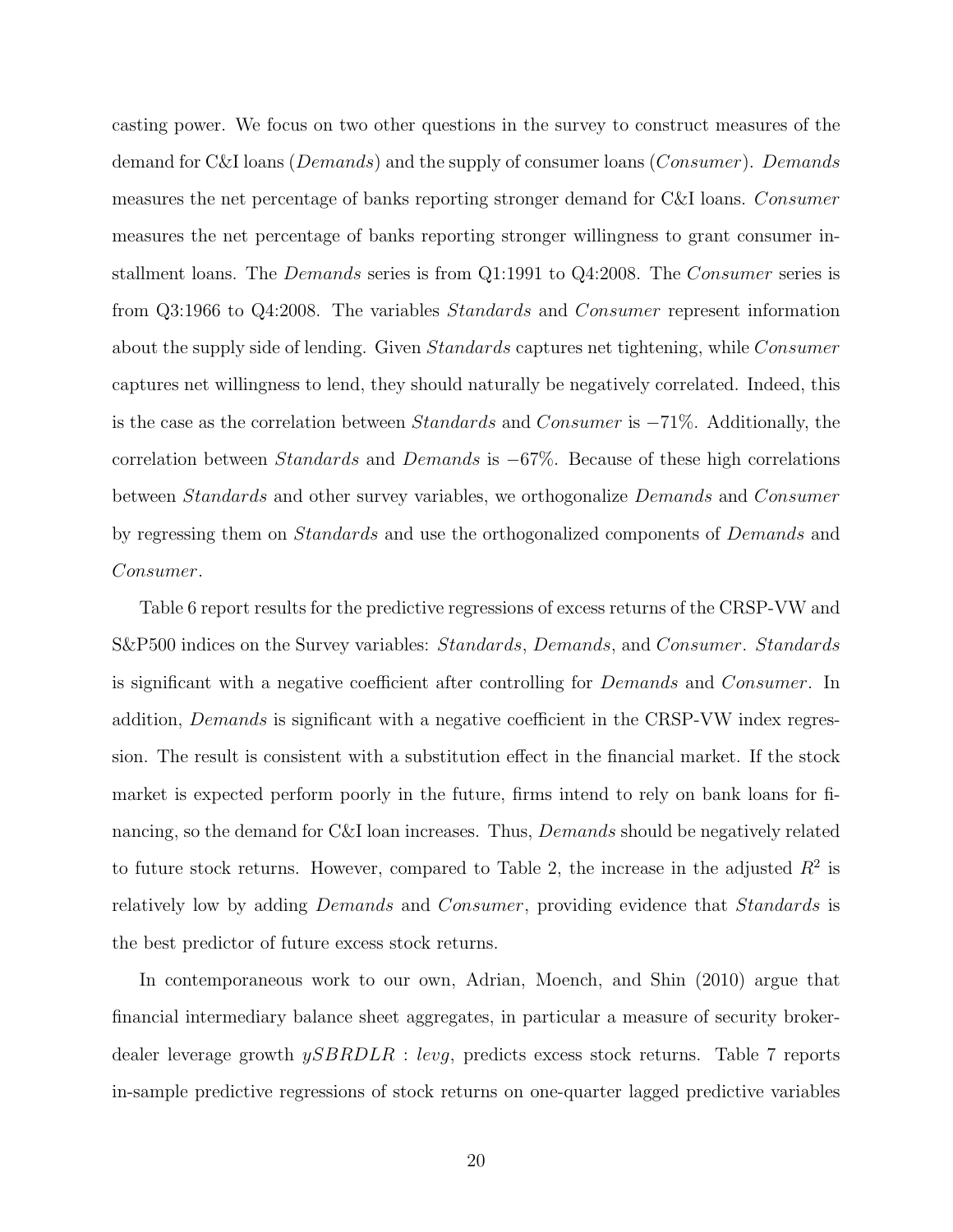casting power. We focus on two other questions in the survey to construct measures of the demand for C&I loans (*Demands*) and the supply of consumer loans (*Consumer*). *Demands* measures the net percentage of banks reporting stronger demand for C&I loans. *Consumer* measures the net percentage of banks reporting stronger willingness to grant consumer installment loans. The *Demands* series is from Q1:1991 to Q4:2008. The *Consumer* series is from Q3:1966 to Q4:2008. The variables *Standards* and *Consumer* represent information about the supply side of lending. Given *Standards* captures net tightening, while *Consumer* captures net willingness to lend, they should naturally be negatively correlated. Indeed, this is the case as the correlation between *Standards* and *Consumer* is −71%. Additionally, the correlation between *Standards* and *Demands* is −67%. Because of these high correlations between *Standards* and other survey variables, we orthogonalize *Demands* and *Consumer* by regressing them on *Standards* and use the orthogonalized components of *Demands* and *Consumer*.

Table 6 report results for the predictive regressions of excess returns of the CRSP-VW and S&P500 indices on the Survey variables: *Standards*, *Demands*, and *Consumer*. *Standards* is significant with a negative coefficient after controlling for *Demands* and *Consumer*. In addition, *Demands* is significant with a negative coefficient in the CRSP-VW index regression. The result is consistent with a substitution effect in the financial market. If the stock market is expected perform poorly in the future, firms intend to rely on bank loans for financing, so the demand for C&I loan increases. Thus, *Demands* should be negatively related to future stock returns. However, compared to Table 2, the increase in the adjusted $R^2$ is relatively low by adding *Demands* and *Consumer*, providing evidence that *Standards* is the best predictor of future excess stock returns.

In contemporaneous work to our own, Adrian, Moench, and Shin (2010) argue that financial intermediary balance sheet aggregates, in particular a measure of security broker-dealer leverage growth $ySBRDLR : levg$, predicts excess stock returns. Table 7 reports in-sample predictive regressions of stock returns on one-quarter lagged predictive variables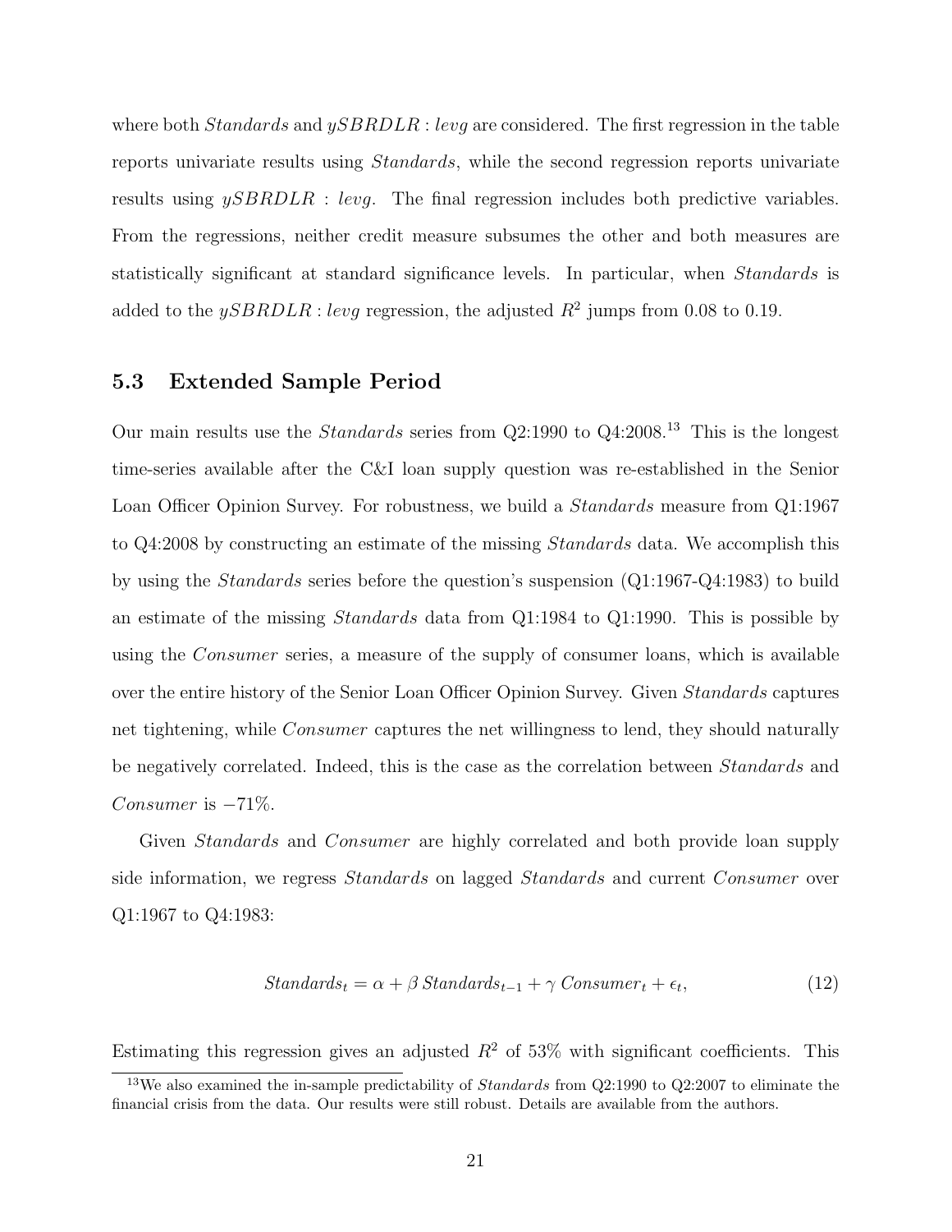where both *Standards* and $ySBRDLR : levg$ are considered. The first regression in the table reports univariate results using *Standards*, while the second regression reports univariate results using $ySBRDLR : levg$. The final regression includes both predictive variables. From the regressions, neither credit measure subsumes the other and both measures are statistically significant at standard significance levels. In particular, when *Standards* is added to the $ySBRDLR : levg$ regression, the adjusted $R^2$ jumps from 0.08 to 0.19.

### 5.3 Extended Sample Period

Our main results use the *Standards* series from Q2:1990 to Q4:2008.[13] This is the longest time-series available after the C&I loan supply question was re-established in the Senior Loan Officer Opinion Survey. For robustness, we build a *Standards* measure from Q1:1967 to Q4:2008 by constructing an estimate of the missing *Standards* data. We accomplish this by using the *Standards* series before the question's suspension (Q1:1967-Q4:1983) to build an estimate of the missing *Standards* data from Q1:1984 to Q1:1990. This is possible by using the *Consumer* series, a measure of the supply of consumer loans, which is available over the entire history of the Senior Loan Officer Opinion Survey. Given *Standards* captures net tightening, while *Consumer* captures the net willingness to lend, they should naturally be negatively correlated. Indeed, this is the case as the correlation between *Standards* and *Consumer* is $-71\%$.

Given *Standards* and *Consumer* are highly correlated and both provide loan supply side information, we regress *Standards* on lagged *Standards* and current *Consumer* over Q1:1967 to Q4:1983:

$$Standards_t = \alpha + \beta\, Standards_{t-1} + \gamma\, Consumer_t + \epsilon_t, \tag{12}$$

Estimating this regression gives an adjusted $R^2$ of 53% with significant coefficients. This

[13] We also examined the in-sample predictability of *Standards* from Q2:1990 to Q2:2007 to eliminate the financial crisis from the data. Our results were still robust. Details are available from the authors.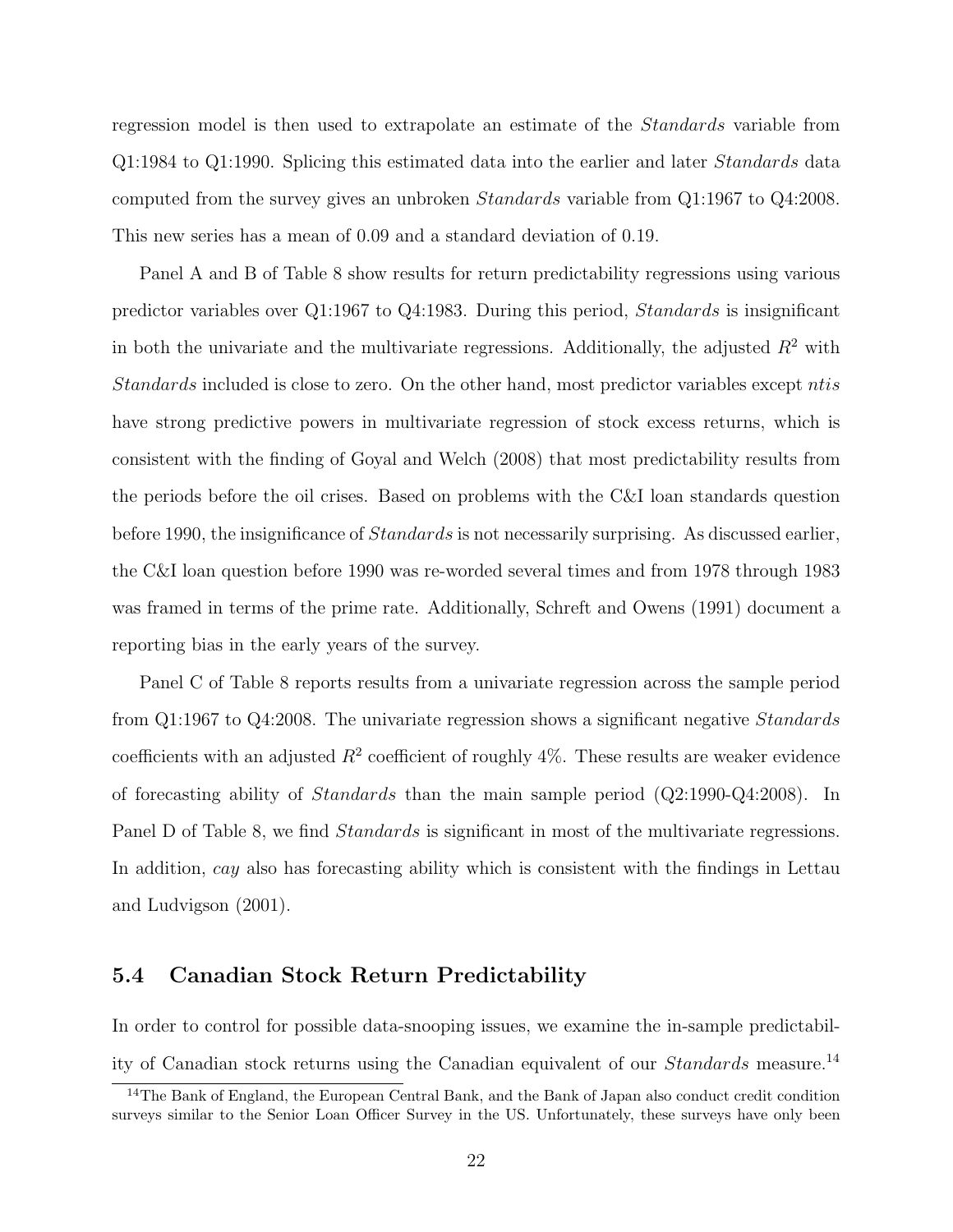regression model is then used to extrapolate an estimate of the *Standards* variable from Q1:1984 to Q1:1990. Splicing this estimated data into the earlier and later *Standards* data computed from the survey gives an unbroken *Standards* variable from Q1:1967 to Q4:2008. This new series has a mean of 0.09 and a standard deviation of 0.19.

Panel A and B of Table 8 show results for return predictability regressions using various predictor variables over Q1:1967 to Q4:1983. During this period, *Standards* is insignificant in both the univariate and the multivariate regressions. Additionally, the adjusted $R^2$ with *Standards* included is close to zero. On the other hand, most predictor variables except *ntis* have strong predictive powers in multivariate regression of stock excess returns, which is consistent with the finding of Goyal and Welch (2008) that most predictability results from the periods before the oil crises. Based on problems with the C&I loan standards question before 1990, the insignificance of *Standards* is not necessarily surprising. As discussed earlier, the C&I loan question before 1990 was re-worded several times and from 1978 through 1983 was framed in terms of the prime rate. Additionally, Schreft and Owens (1991) document a reporting bias in the early years of the survey.

Panel C of Table 8 reports results from a univariate regression across the sample period from Q1:1967 to Q4:2008. The univariate regression shows a significant negative *Standards* coefficients with an adjusted $R^2$ coefficient of roughly 4%. These results are weaker evidence of forecasting ability of *Standards* than the main sample period (Q2:1990-Q4:2008). In Panel D of Table 8, we find *Standards* is significant in most of the multivariate regressions. In addition, *cay* also has forecasting ability which is consistent with the findings in Lettau and Ludvigson (2001).

### 5.4 Canadian Stock Return Predictability

In order to control for possible data-snooping issues, we examine the in-sample predictability of Canadian stock returns using the Canadian equivalent of our *Standards* measure.[14]

[14] The Bank of England, the European Central Bank, and the Bank of Japan also conduct credit condition surveys similar to the Senior Loan Officer Survey in the US. Unfortunately, these surveys have only been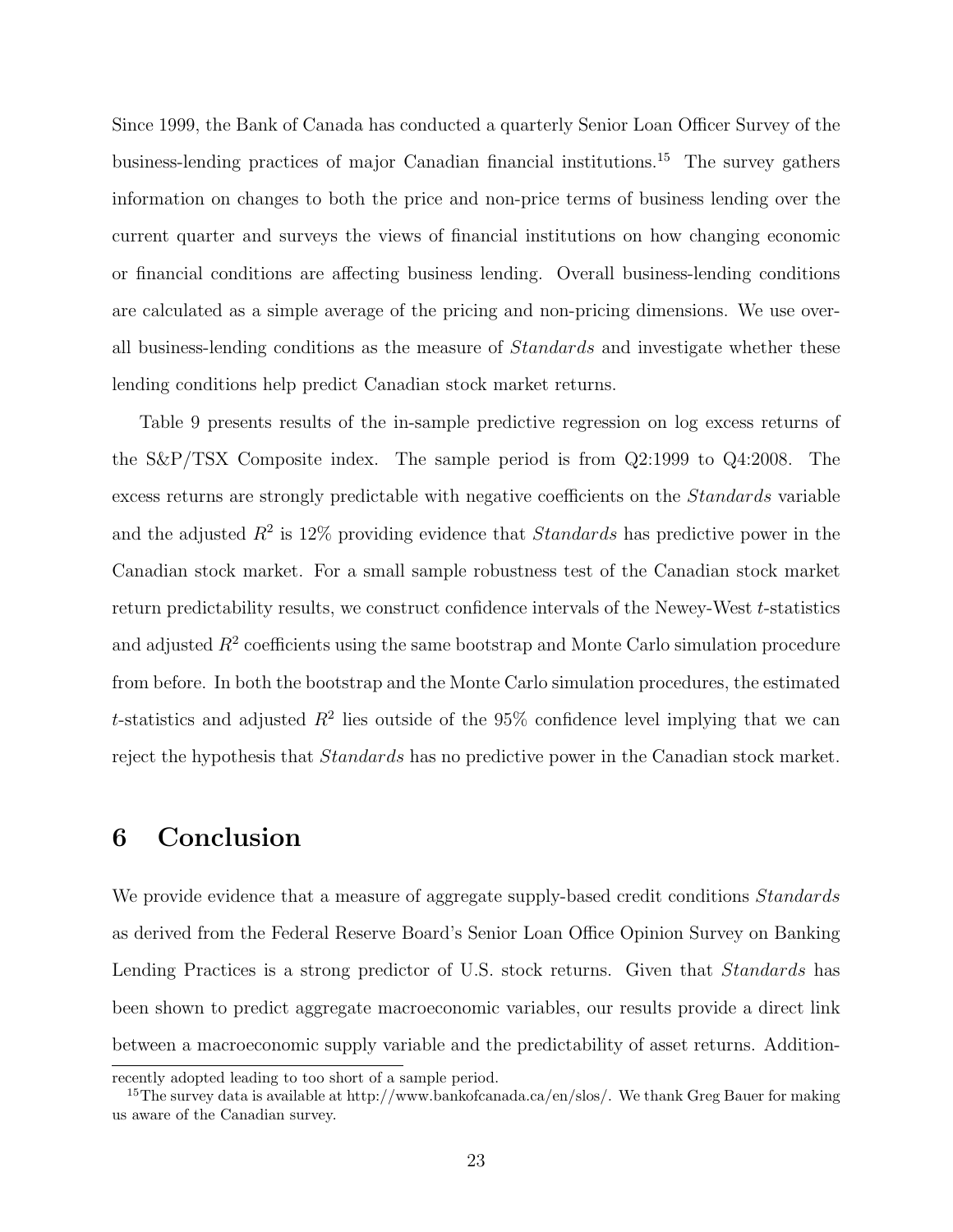Since 1999, the Bank of Canada has conducted a quarterly Senior Loan Officer Survey of the business-lending practices of major Canadian financial institutions.[15] The survey gathers information on changes to both the price and non-price terms of business lending over the current quarter and surveys the views of financial institutions on how changing economic or financial conditions are affecting business lending. Overall business-lending conditions are calculated as a simple average of the pricing and non-pricing dimensions. We use overall business-lending conditions as the measure of *Standards* and investigate whether these lending conditions help predict Canadian stock market returns.

Table 9 presents results of the in-sample predictive regression on log excess returns of the S&P/TSX Composite index. The sample period is from Q2:1999 to Q4:2008. The excess returns are strongly predictable with negative coefficients on the *Standards* variable and the adjusted $R^2$ is 12% providing evidence that *Standards* has predictive power in the Canadian stock market. For a small sample robustness test of the Canadian stock market return predictability results, we construct confidence intervals of the Newey-West $t$-statistics and adjusted $R^2$ coefficients using the same bootstrap and Monte Carlo simulation procedure from before. In both the bootstrap and the Monte Carlo simulation procedures, the estimated $t$-statistics and adjusted $R^2$ lies outside of the 95% confidence level implying that we can reject the hypothesis that *Standards* has no predictive power in the Canadian stock market.

# 6 Conclusion

We provide evidence that a measure of aggregate supply-based credit conditions *Standards* as derived from the Federal Reserve Board's Senior Loan Office Opinion Survey on Banking Lending Practices is a strong predictor of U.S. stock returns. Given that *Standards* has been shown to predict aggregate macroeconomic variables, our results provide a direct link between a macroeconomic supply variable and the predictability of asset returns. Addition-

recently adopted leading to too short of a sample period.

[15] The survey data is available at http://www.bankofcanada.ca/en/slos/. We thank Greg Bauer for making us aware of the Canadian survey.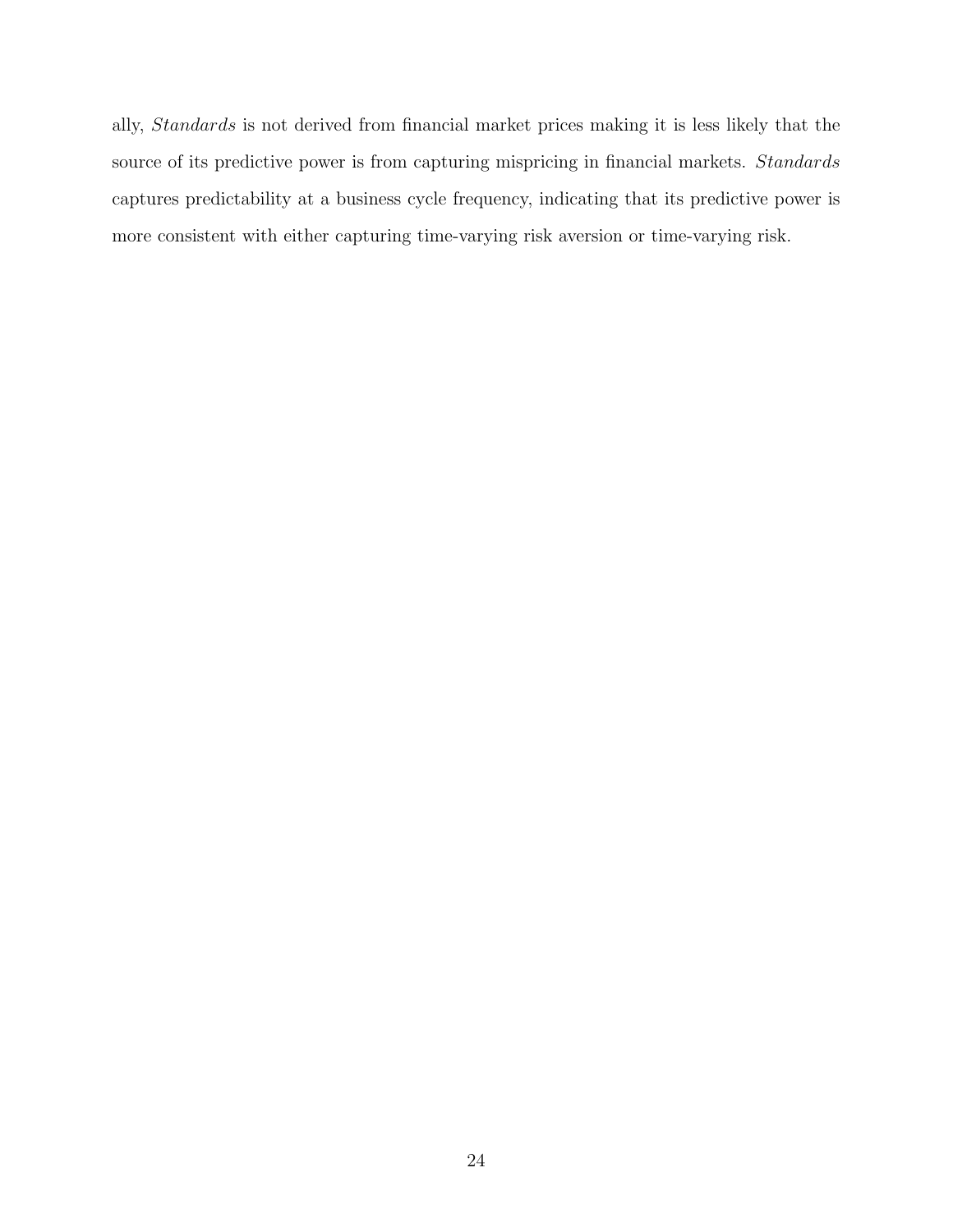ally, *Standards* is not derived from financial market prices making it is less likely that the source of its predictive power is from capturing mispricing in financial markets. *Standards* captures predictability at a business cycle frequency, indicating that its predictive power is more consistent with either capturing time-varying risk aversion or time-varying risk.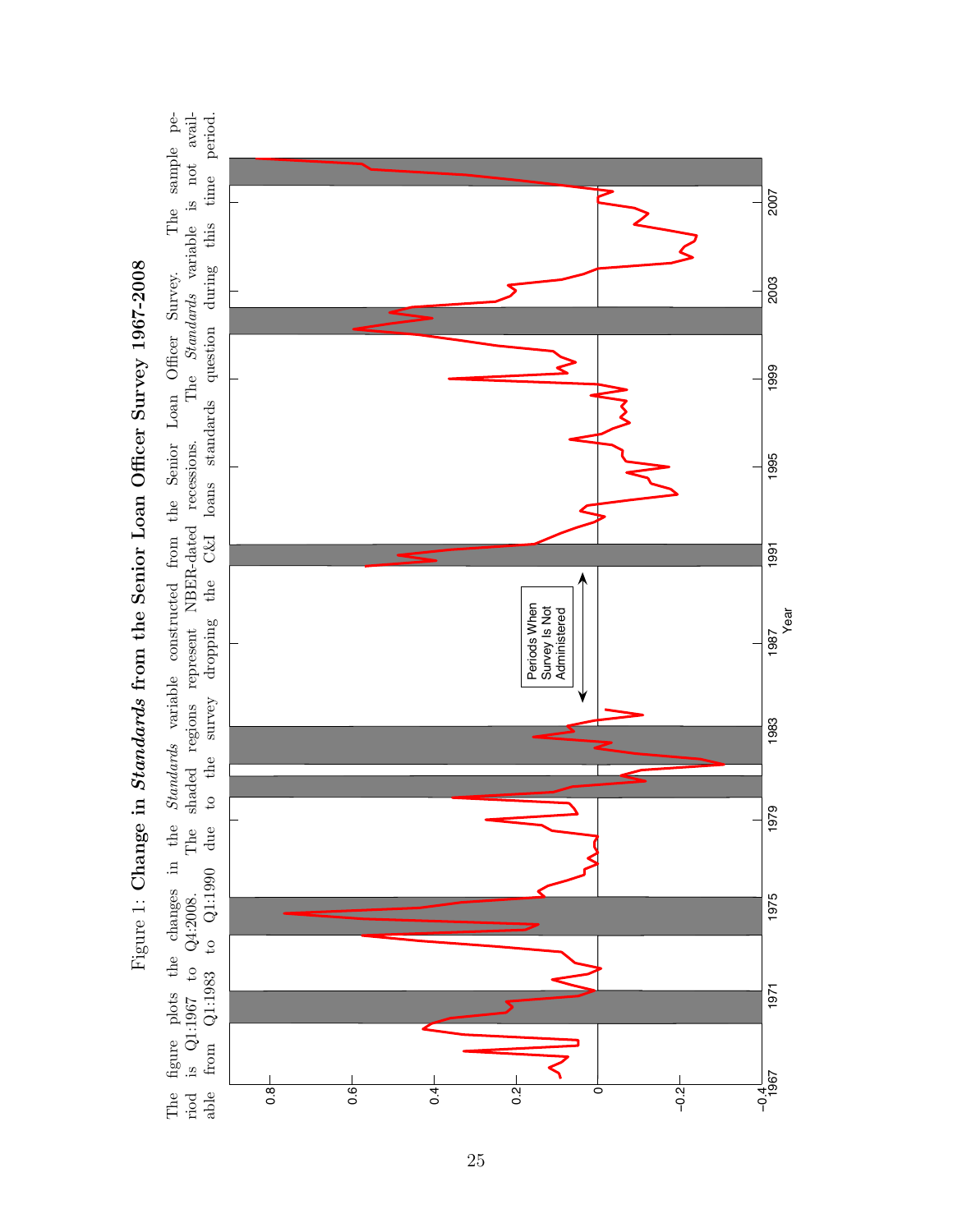Figure 1: **Change in *Standards* from the Senior Loan Officer Survey 1967-2008**

The figure plots the changes in the *Standards* variable constructed from the Senior Loan Officer Survey. The sample period is Q1:1967 to Q4:2008. The shaded regions represent NBER-dated recessions. The *Standards* variable is not available from Q1:1983 to Q1:1990 due to the survey dropping the C&I loans standards question during this time period.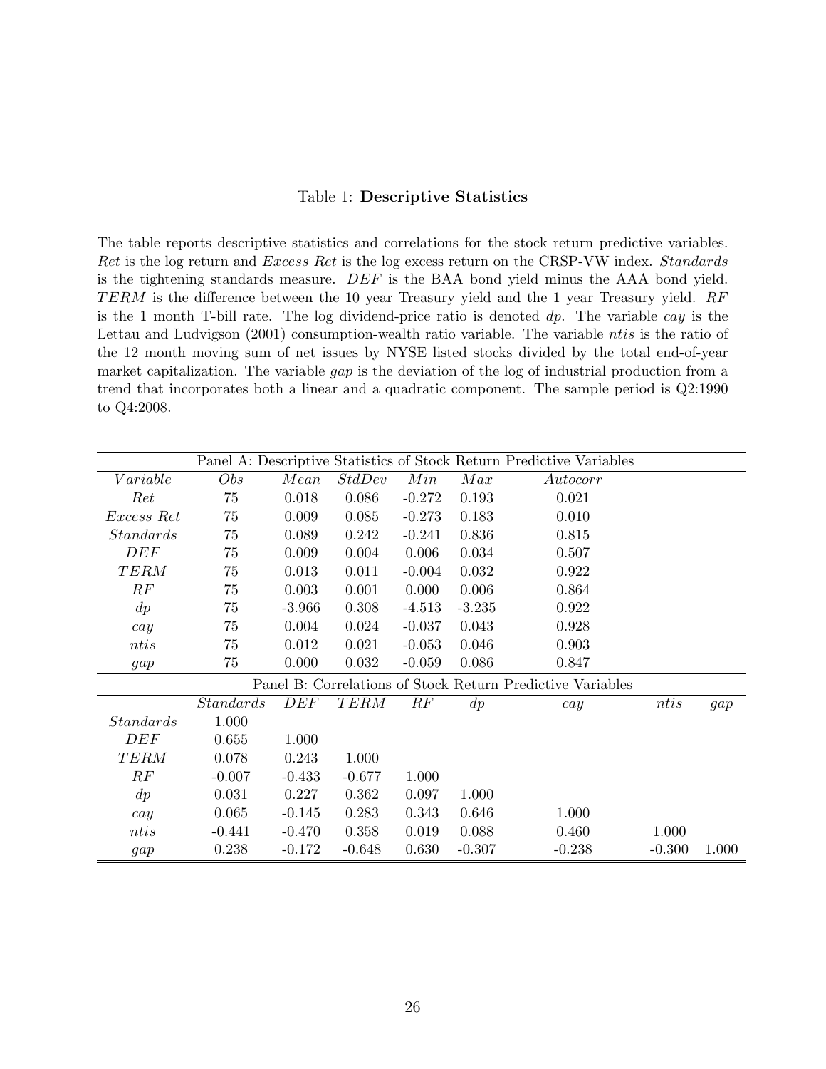Table 1: **Descriptive Statistics**

The table reports descriptive statistics and correlations for the stock return predictive variables. *Ret* is the log return and *Excess Ret* is the log excess return on the CRSP-VW index. *Standards* is the tightening standards measure. *DEF* is the BAA bond yield minus the AAA bond yield. *TERM* is the difference between the 10 year Treasury yield and the 1 year Treasury yield. *RF* is the 1 month T-bill rate. The log dividend-price ratio is denoted *dp*. The variable *cay* is the Lettau and Ludvigson (2001) consumption-wealth ratio variable. The variable *ntis* is the ratio of the 12 month moving sum of net issues by NYSE listed stocks divided by the total end-of-year market capitalization. The variable *gap* is the deviation of the log of industrial production from a trend that incorporates both a linear and a quadratic component. The sample period is Q2:1990 to Q4:2008.

| Panel A: Descriptive Statistics of Stock Return Predictive Variables | | | | | | | | |
|---|---|---|---|---|---|---|---|---|
| *Variable* | *Obs* | *Mean* | *StdDev* | *Min* | *Max* | *Autocorr* | | |
| *Ret* | 75 | 0.018 | 0.086 | -0.272 | 0.193 | 0.021 | | |
| *Excess Ret* | 75 | 0.009 | 0.085 | -0.273 | 0.183 | 0.010 | | |
| *Standards* | 75 | 0.089 | 0.242 | -0.241 | 0.836 | 0.815 | | |
| *DEF* | 75 | 0.009 | 0.004 | 0.006 | 0.034 | 0.507 | | |
| *TERM* | 75 | 0.013 | 0.011 | -0.004 | 0.032 | 0.922 | | |
| *RF* | 75 | 0.003 | 0.001 | 0.000 | 0.006 | 0.864 | | |
| *dp* | 75 | -3.966 | 0.308 | -4.513 | -3.235 | 0.922 | | |
| *cay* | 75 | 0.004 | 0.024 | -0.037 | 0.043 | 0.928 | | |
| *ntis* | 75 | 0.012 | 0.021 | -0.053 | 0.046 | 0.903 | | |
| *gap* | 75 | 0.000 | 0.032 | -0.059 | 0.086 | 0.847 | | |
| Panel B: Correlations of Stock Return Predictive Variables | | | | | | | | |
| | *Standards* | *DEF* | *TERM* | *RF* | *dp* | *cay* | *ntis* | *gap* |
| *Standards* | 1.000 | | | | | | | |
| *DEF* | 0.655 | 1.000 | | | | | | |
| *TERM* | 0.078 | 0.243 | 1.000 | | | | | |
| *RF* | -0.007 | -0.433 | -0.677 | 1.000 | | | | |
| *dp* | 0.031 | 0.227 | 0.362 | 0.097 | 1.000 | | | |
| *cay* | 0.065 | -0.145 | 0.283 | 0.343 | 0.646 | 1.000 | | |
| *ntis* | -0.441 | -0.470 | 0.358 | 0.019 | 0.088 | 0.460 | 1.000 | |
| *gap* | 0.238 | -0.172 | -0.648 | 0.630 | -0.307 | -0.238 | -0.300 | 1.000 |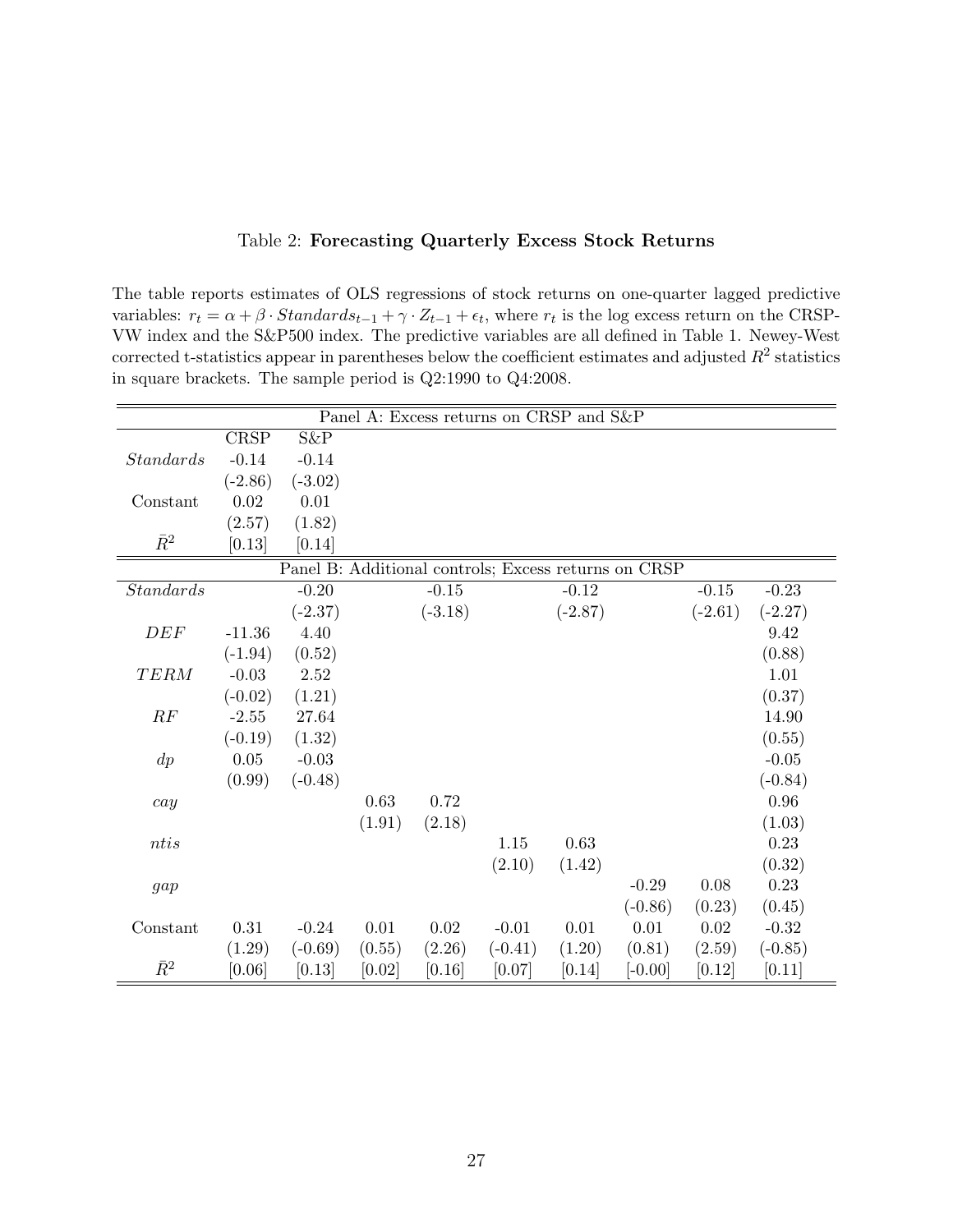Table 2: **Forecasting Quarterly Excess Stock Returns**

The table reports estimates of OLS regressions of stock returns on one-quarter lagged predictive variables: $r_t = \alpha + \beta \cdot Standards_{t-1} + \gamma \cdot Z_{t-1} + \epsilon_t$, where $r_t$ is the log excess return on the CRSP-VW index and the S&P500 index. The predictive variables are all defined in Table 1. Newey-West corrected t-statistics appear in parentheses below the coefficient estimates and adjusted $R^2$ statistics in square brackets. The sample period is Q2:1990 to Q4:2008.

| Panel A: Excess returns on CRSP and S&P | | |
|---|---|---|
| | CRSP | S&P |
| $Standards$ | -0.14 | -0.14 |
| | (-2.86) | (-3.02) |
| Constant | 0.02 | 0.01 |
| | (2.57) | (1.82) |
| $\bar{R}^2$ | [0.13] | [0.14] |

| Panel B: Additional controls; Excess returns on CRSP | | | | | | | | | |
|---|---|---|---|---|---|---|---|---|---|
| $Standards$ | | -0.20 | | -0.15 | | -0.12 | | -0.15 | -0.23 |
| | | (-2.37) | | (-3.18) | | (-2.87) | | (-2.61) | (-2.27) |
| $DEF$ | -11.36 | 4.40 | | | | | | | 9.42 |
| | (-1.94) | (0.52) | | | | | | | (0.88) |
| $TERM$ | -0.03 | 2.52 | | | | | | | 1.01 |
| | (-0.02) | (1.21) | | | | | | | (0.37) |
| $RF$ | -2.55 | 27.64 | | | | | | | 14.90 |
| | (-0.19) | (1.32) | | | | | | | (0.55) |
| $dp$ | 0.05 | -0.03 | | | | | | | -0.05 |
| | (0.99) | (-0.48) | | | | | | | (-0.84) |
| $cay$ | | | 0.63 | 0.72 | | | | | 0.96 |
| | | | (1.91) | (2.18) | | | | | (1.03) |
| $ntis$ | | | | | 1.15 | 0.63 | | | 0.23 |
| | | | | | (2.10) | (1.42) | | | (0.32) |
| $gap$ | | | | | | | -0.29 | 0.08 | 0.23 |
| | | | | | | | (-0.86) | (0.23) | (0.45) |
| Constant | 0.31 | -0.24 | 0.01 | 0.02 | -0.01 | 0.01 | 0.01 | 0.02 | -0.32 |
| | (1.29) | (-0.69) | (0.55) | (2.26) | (-0.41) | (1.20) | (0.81) | (2.59) | (-0.85) |
| $\bar{R}^2$ | [0.06] | [0.13] | [0.02] | [0.16] | [0.07] | [0.14] | [-0.00] | [0.12] | [0.11] |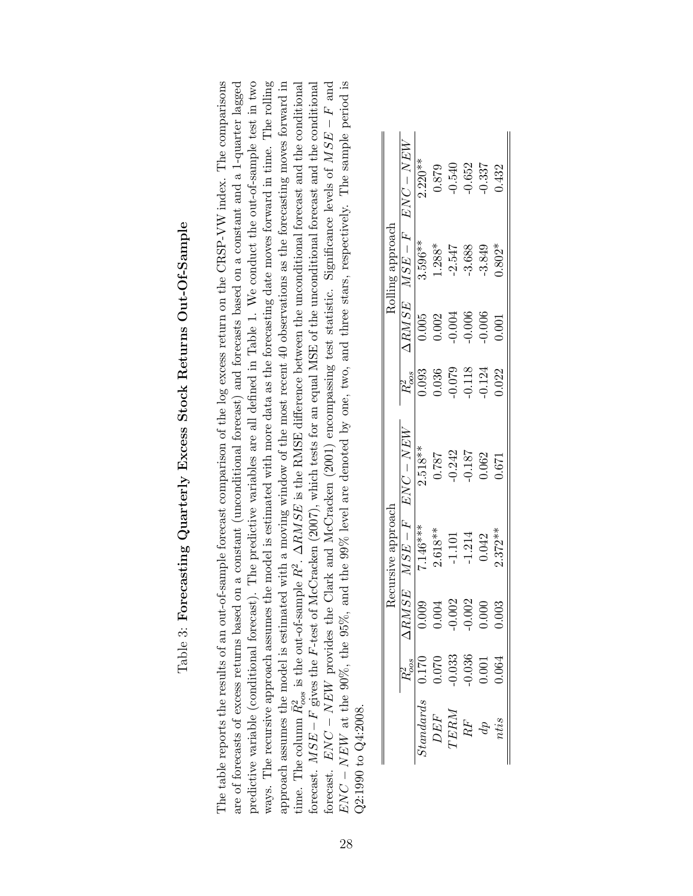Table 3: **Forecasting Quarterly Excess Stock Returns Out-Of-Sample**

The table reports the results of an out-of-sample forecast comparison of the log excess return on the CRSP-VW index. The comparisons are of forecasts of excess returns based on a constant (unconditional forecast) and forecasts based on a constant and a 1-quarter lagged predictive variable (conditional forecast). The predictive variables are all defined in Table 1. We conduct the out-of-sample test in two ways. The recursive approach assumes the model is estimated with more data as the forecasting date moves forward in time. The rolling approach assumes the model is estimated with a moving window of the most recent 40 observations as the forecasting moves forward in time. The column $\bar{R}^2_{oos}$ is the out-of-sample $R^2$. $\Delta RMSE$ is the RMSE difference between the unconditional forecast and the conditional forecast. $MSE-F$ gives the $F$-test of McCracken (2007), which tests for an equal MSE of the unconditional forecast and the conditional forecast. $ENC-NEW$ provides the Clark and McCracken (2001) encompassing test statistic. Significance levels of $MSE-F$ and $ENC-NEW$ at the 90%, the 95%, and the 99% level are denoted by one, two, and three stars, respectively. The sample period is Q2:1990 to Q4:2008.

| | Recursive approach | | | | Rolling approach | | | |
|---|---|---|---|---|---|---|---|---|
| | $\bar{R}^2_{oos}$ | $\Delta RMSE$ | $MSE-F$ | $ENC-NEW$ | $\bar{R}^2_{oos}$ | $\Delta RMSE$ | $MSE-F$ | $ENC-NEW$ |
| *Standards* | 0.170 | 0.009 | 7.146*** | 2.518** | 0.093 | 0.005 | 3.596** | 2.220** |
| *DEF* | 0.070 | 0.004 | 2.618** | 0.787 | 0.036 | 0.002 | 1.288* | 0.879 |
| *TERM* | -0.033 | -0.002 | -1.101 | -0.242 | -0.079 | -0.004 | -2.547 | -0.540 |
| *RF* | -0.036 | -0.002 | -1.214 | -0.187 | -0.118 | -0.006 | -3.688 | -0.652 |
| *dp* | 0.001 | 0.000 | 0.042 | 0.062 | -0.124 | -0.006 | -3.849 | -0.337 |
| *ntis* | 0.064 | 0.003 | 2.372** | 0.671 | 0.022 | 0.001 | 0.802* | 0.432 |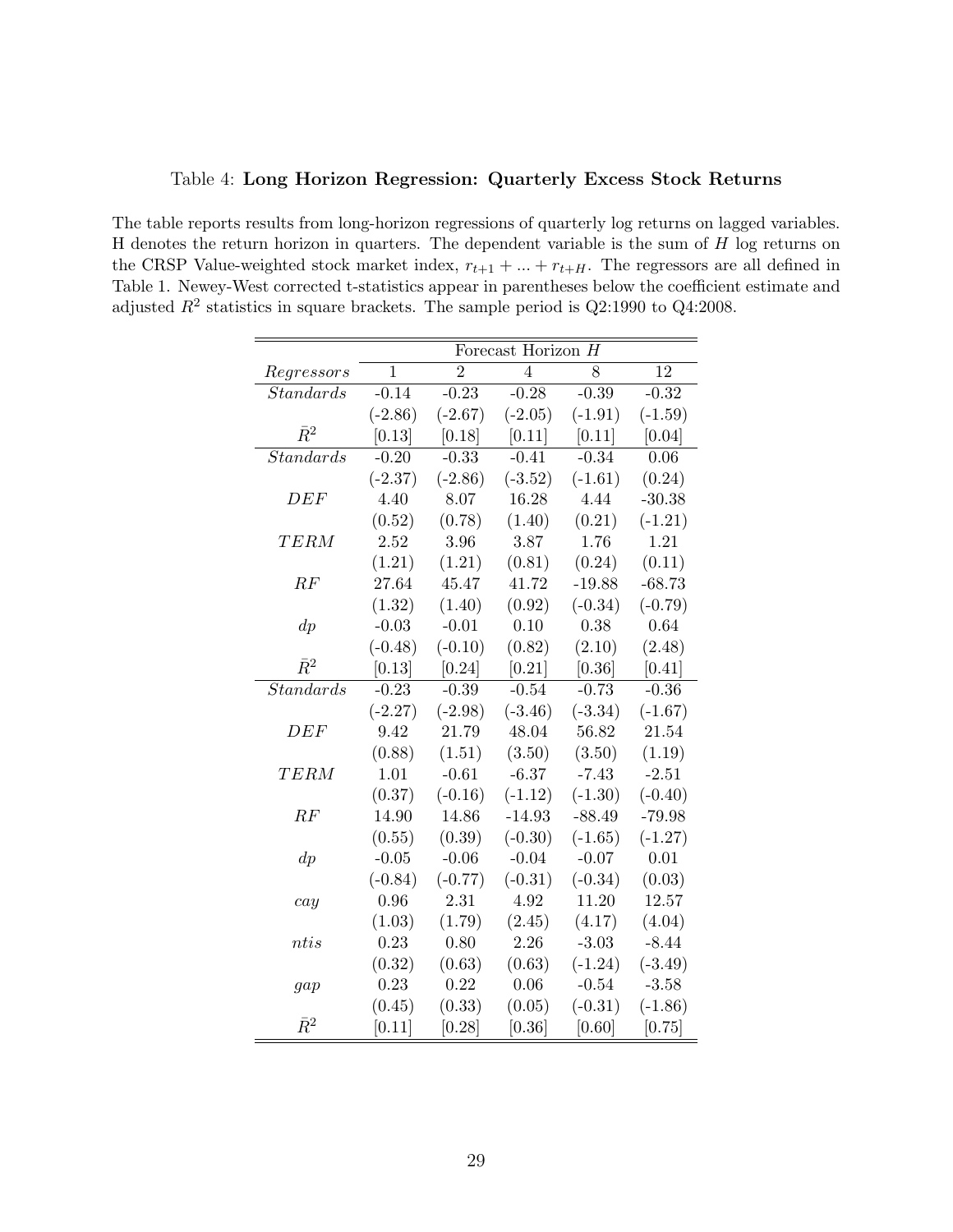Table 4: **Long Horizon Regression: Quarterly Excess Stock Returns**

The table reports results from long-horizon regressions of quarterly log returns on lagged variables. H denotes the return horizon in quarters. The dependent variable is the sum of $H$ log returns on the CRSP Value-weighted stock market index, $r_{t+1} + ... + r_{t+H}$. The regressors are all defined in Table 1. Newey-West corrected t-statistics appear in parentheses below the coefficient estimate and adjusted $R^2$ statistics in square brackets. The sample period is Q2:1990 to Q4:2008.

| | Forecast Horizon $H$ | | | | |
|---|---|---|---|---|---|
| *Regressors* | 1 | 2 | 4 | 8 | 12 |
| *Standards* | -0.14 | -0.23 | -0.28 | -0.39 | -0.32 |
| | (-2.86) | (-2.67) | (-2.05) | (-1.91) | (-1.59) |
| $\bar{R}^2$ | [0.13] | [0.18] | [0.11] | [0.11] | [0.04] |
| *Standards* | -0.20 | -0.33 | -0.41 | -0.34 | 0.06 |
| | (-2.37) | (-2.86) | (-3.52) | (-1.61) | (0.24) |
| *DEF* | 4.40 | 8.07 | 16.28 | 4.44 | -30.38 |
| | (0.52) | (0.78) | (1.40) | (0.21) | (-1.21) |
| *TERM* | 2.52 | 3.96 | 3.87 | 1.76 | 1.21 |
| | (1.21) | (1.21) | (0.81) | (0.24) | (0.11) |
| *RF* | 27.64 | 45.47 | 41.72 | -19.88 | -68.73 |
| | (1.32) | (1.40) | (0.92) | (-0.34) | (-0.79) |
| *dp* | -0.03 | -0.01 | 0.10 | 0.38 | 0.64 |
| | (-0.48) | (-0.10) | (0.82) | (2.10) | (2.48) |
| $\bar{R}^2$ | [0.13] | [0.24] | [0.21] | [0.36] | [0.41] |
| *Standards* | -0.23 | -0.39 | -0.54 | -0.73 | -0.36 |
| | (-2.27) | (-2.98) | (-3.46) | (-3.34) | (-1.67) |
| *DEF* | 9.42 | 21.79 | 48.04 | 56.82 | 21.54 |
| | (0.88) | (1.51) | (3.50) | (3.50) | (1.19) |
| *TERM* | 1.01 | -0.61 | -6.37 | -7.43 | -2.51 |
| | (0.37) | (-0.16) | (-1.12) | (-1.30) | (-0.40) |
| *RF* | 14.90 | 14.86 | -14.93 | -88.49 | -79.98 |
| | (0.55) | (0.39) | (-0.30) | (-1.65) | (-1.27) |
| *dp* | -0.05 | -0.06 | -0.04 | -0.07 | 0.01 |
| | (-0.84) | (-0.77) | (-0.31) | (-0.34) | (0.03) |
| *cay* | 0.96 | 2.31 | 4.92 | 11.20 | 12.57 |
| | (1.03) | (1.79) | (2.45) | (4.17) | (4.04) |
| *ntis* | 0.23 | 0.80 | 2.26 | -3.03 | -8.44 |
| | (0.32) | (0.63) | (0.63) | (-1.24) | (-3.49) |
| *gap* | 0.23 | 0.22 | 0.06 | -0.54 | -3.58 |
| | (0.45) | (0.33) | (0.05) | (-0.31) | (-1.86) |
| $\bar{R}^2$ | [0.11] | [0.28] | [0.36] | [0.60] | [0.75] |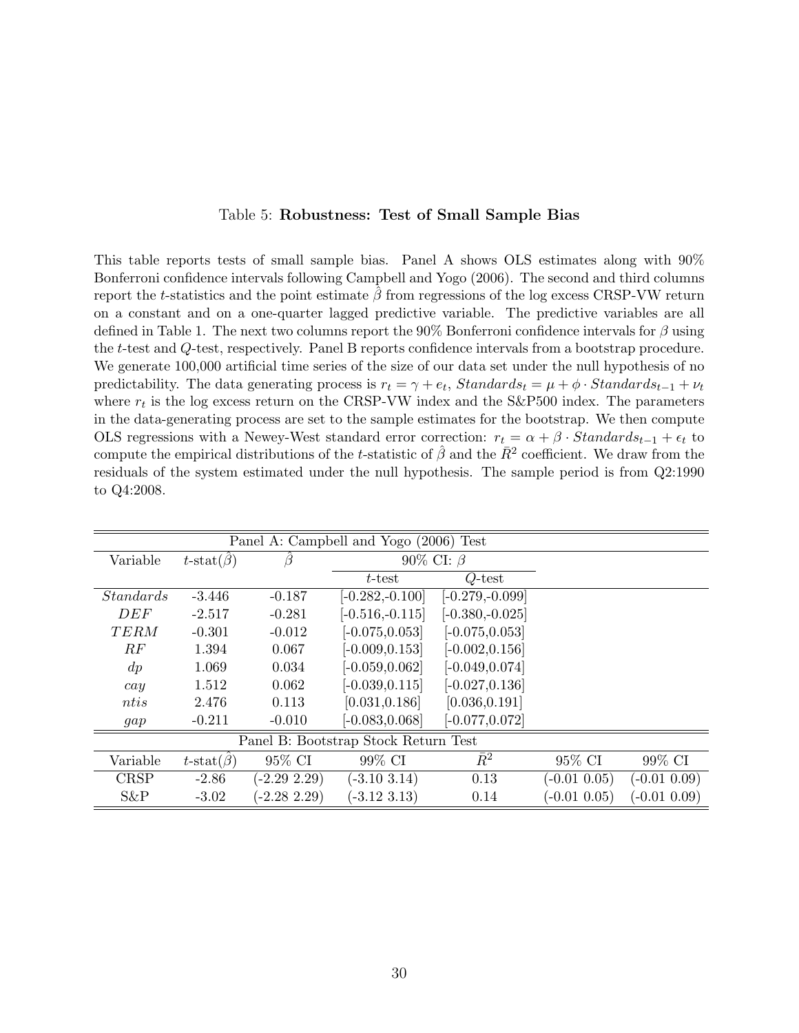Table 5: **Robustness: Test of Small Sample Bias**

This table reports tests of small sample bias. Panel A shows OLS estimates along with 90% Bonferroni confidence intervals following Campbell and Yogo (2006). The second and third columns report the $t$-statistics and the point estimate $\hat{\beta}$ from regressions of the log excess CRSP-VW return on a constant and on a one-quarter lagged predictive variable. The predictive variables are all defined in Table 1. The next two columns report the 90% Bonferroni confidence intervals for $\beta$ using the $t$-test and $Q$-test, respectively. Panel B reports confidence intervals from a bootstrap procedure. We generate 100,000 artificial time series of the size of our data set under the null hypothesis of no predictability. The data generating process is $r_t = \gamma + e_t$, $Standards_t = \mu + \phi \cdot Standards_{t-1} + \nu_t$ where $r_t$ is the log excess return on the CRSP-VW index and the S&P500 index. The parameters in the data-generating process are set to the sample estimates for the bootstrap. We then compute OLS regressions with a Newey-West standard error correction: $r_t = \alpha + \beta \cdot Standards_{t-1} + \epsilon_t$ to compute the empirical distributions of the $t$-statistic of $\hat{\beta}$ and the $\bar{R}^2$ coefficient. We draw from the residuals of the system estimated under the null hypothesis. The sample period is from Q2:1990 to Q4:2008.

| Panel A: Campbell and Yogo (2006) Test | | | | |
|---|---|---|---|---|
| Variable | $t$-stat($\hat{\beta}$) | $\hat{\beta}$ | 90% CI: $\beta$ | |
| | | | $t$-test | $Q$-test |
| *Standards* | -3.446 | -0.187 | [-0.282,-0.100] | [-0.279,-0.099] |
| *DEF* | -2.517 | -0.281 | [-0.516,-0.115] | [-0.380,-0.025] |
| *TERM* | -0.301 | -0.012 | [-0.075,0.053] | [-0.075,0.053] |
| *RF* | 1.394 | 0.067 | [-0.009,0.153] | [-0.002,0.156] |
| *dp* | 1.069 | 0.034 | [-0.059,0.062] | [-0.049,0.074] |
| *cay* | 1.512 | 0.062 | [-0.039,0.115] | [-0.027,0.136] |
| *ntis* | 2.476 | 0.113 | [0.031,0.186] | [0.036,0.191] |
| *gap* | -0.211 | -0.010 | [-0.083,0.068] | [-0.077,0.072] |

| Panel B: Bootstrap Stock Return Test | | | | | | |
|---|---|---|---|---|---|---|
| Variable | $t$-stat($\hat{\beta}$) | 95% CI | 99% CI | $\bar{R}^2$ | 95% CI | 99% CI |
| CRSP | -2.86 | (-2.29 2.29) | (-3.10 3.14) | 0.13 | (-0.01 0.05) | (-0.01 0.09) |
| S&P | -3.02 | (-2.28 2.29) | (-3.12 3.13) | 0.14 | (-0.01 0.05) | (-0.01 0.09) |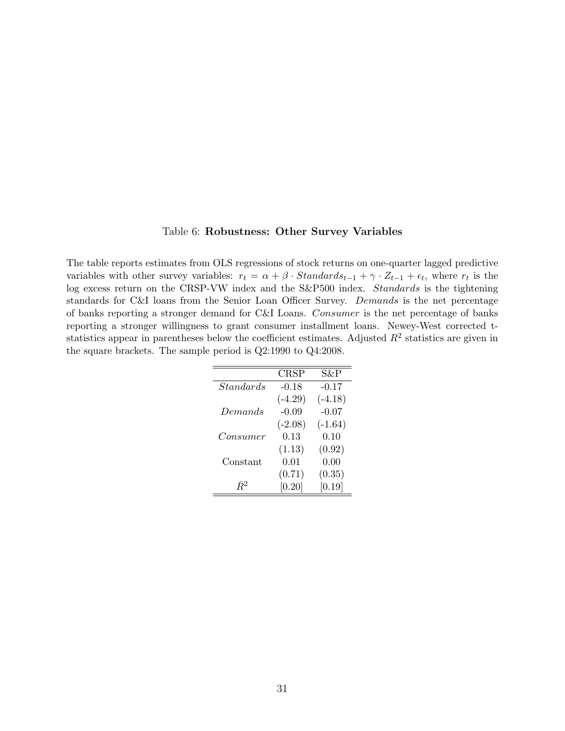Table 6: **Robustness: Other Survey Variables**

The table reports estimates from OLS regressions of stock returns on one-quarter lagged predictive variables with other survey variables: $r_t = \alpha + \beta \cdot Standards_{t-1} + \gamma \cdot Z_{t-1} + \epsilon_t$, where $r_t$ is the log excess return on the CRSP-VW index and the S&P500 index. *Standards* is the tightening standards for C&I loans from the Senior Loan Officer Survey. *Demands* is the net percentage of banks reporting a stronger demand for C&I Loans. *Consumer* is the net percentage of banks reporting a stronger willingness to grant consumer installment loans. Newey-West corrected t-statistics appear in parentheses below the coefficient estimates. Adjusted $R^2$ statistics are given in the square brackets. The sample period is Q2:1990 to Q4:2008.

| | CRSP | S&P |
|---|---|---|
| *Standards* | -0.18 | -0.17 |
| | (-4.29) | (-4.18) |
| *Demands* | -0.09 | -0.07 |
| | (-2.08) | (-1.64) |
| *Consumer* | 0.13 | 0.10 |
| | (1.13) | (0.92) |
| Constant | 0.01 | 0.00 |
| | (0.71) | (0.35) |
| $\bar{R}^2$ | [0.20] | [0.19] |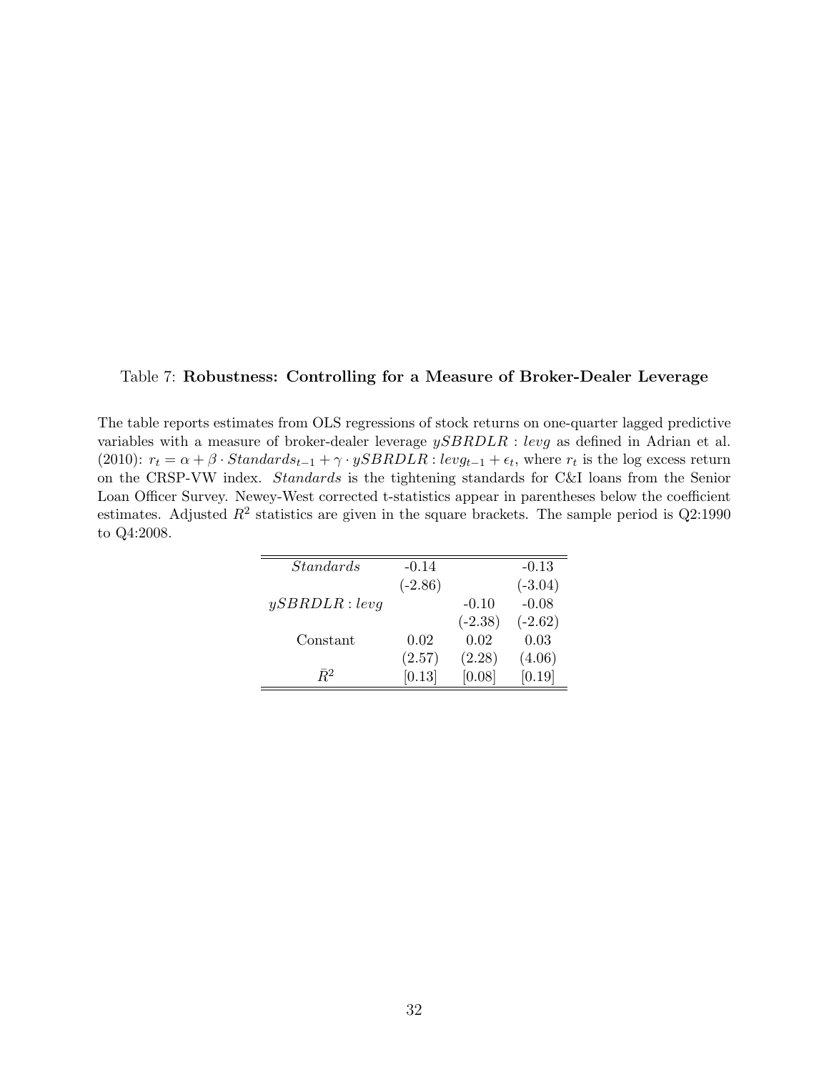Table 7: **Robustness: Controlling for a Measure of Broker-Dealer Leverage**

The table reports estimates from OLS regressions of stock returns on one-quarter lagged predictive variables with a measure of broker-dealer leverage $ySBRDLR : levg$ as defined in Adrian et al. (2010): $r_t = \alpha + \beta \cdot Standards_{t-1} + \gamma \cdot ySBRDLR : levg_{t-1} + \epsilon_t$, where $r_t$ is the log excess return on the CRSP-VW index. *Standards* is the tightening standards for C&I loans from the Senior Loan Officer Survey. Newey-West corrected t-statistics appear in parentheses below the coefficient estimates. Adjusted $R^2$ statistics are given in the square brackets. The sample period is Q2:1990 to Q4:2008.

| | | | |
|---|---|---|---|
| *Standards* | -0.14 | | -0.13 |
| | (-2.86) | | (-3.04) |
| $ySBRDLR : levg$ | | -0.10 | -0.08 |
| | | (-2.38) | (-2.62) |
| Constant | 0.02 | 0.02 | 0.03 |
| | (2.57) | (2.28) | (4.06) |
| $\bar{R}^2$ | [0.13] | [0.08] | [0.19] |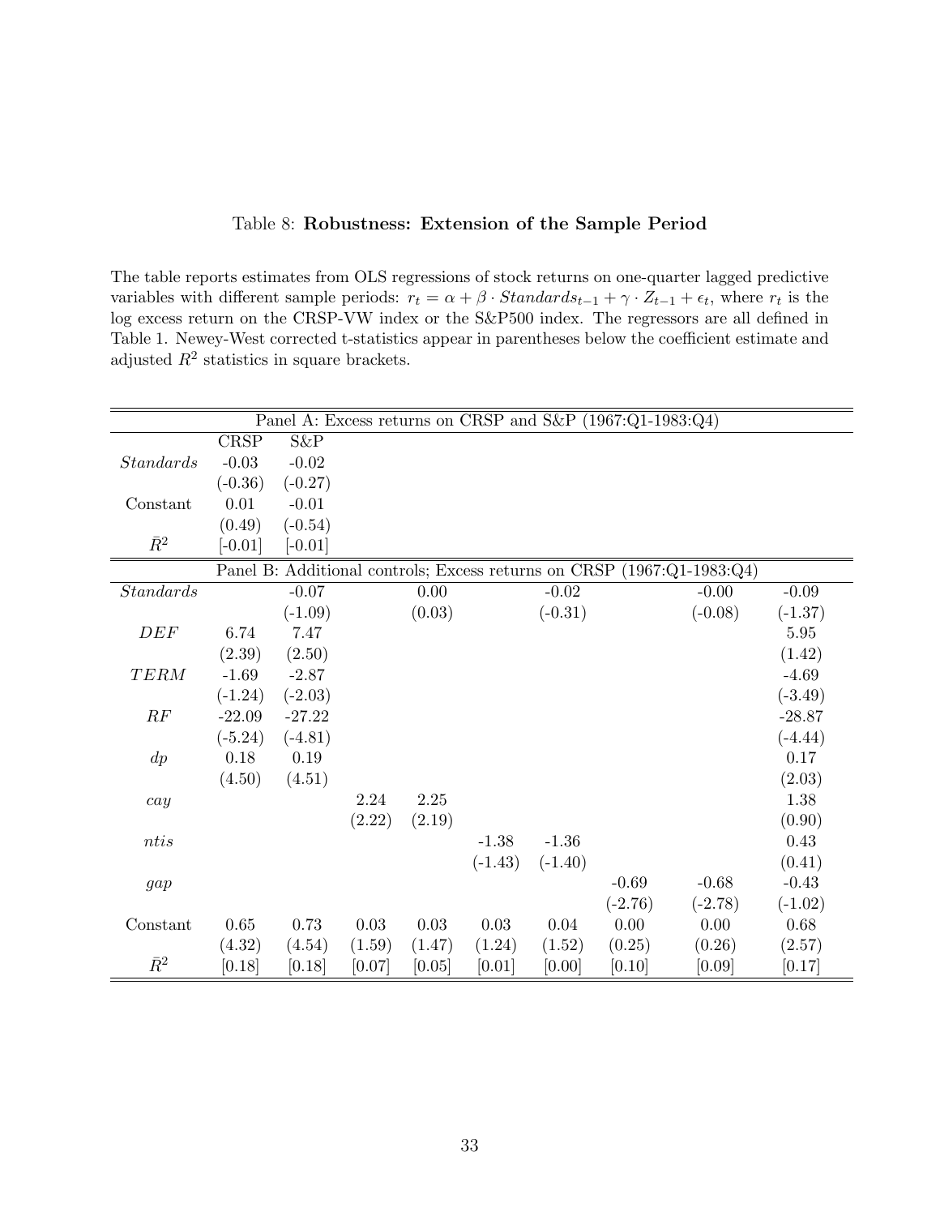Table 8: **Robustness: Extension of the Sample Period**

The table reports estimates from OLS regressions of stock returns on one-quarter lagged predictive variables with different sample periods: $r_t = \alpha + \beta \cdot Standards_{t-1} + \gamma \cdot Z_{t-1} + \epsilon_t$, where $r_t$ is the log excess return on the CRSP-VW index or the S&P500 index. The regressors are all defined in Table 1. Newey-West corrected t-statistics appear in parentheses below the coefficient estimate and adjusted $R^2$ statistics in square brackets.

| Panel A: Excess returns on CRSP and S&P (1967:Q1-1983:Q4) | | |
|---|---|---|
| | CRSP | S&P |
| $Standards$ | -0.03 | -0.02 |
| | (-0.36) | (-0.27) |
| Constant | 0.01 | -0.01 |
| | (0.49) | (-0.54) |
| $\bar{R}^2$ | [-0.01] | [-0.01] |

| Panel B: Additional controls; Excess returns on CRSP (1967:Q1-1983:Q4) | | | | | | | | | |
|---|---|---|---|---|---|---|---|---|---|
| $Standards$ | | -0.07 | | 0.00 | | -0.02 | | -0.00 | -0.09 |
| | | (-1.09) | | (0.03) | | (-0.31) | | (-0.08) | (-1.37) |
| $DEF$ | 6.74 | 7.47 | | | | | | | 5.95 |
| | (2.39) | (2.50) | | | | | | | (1.42) |
| $TERM$ | -1.69 | -2.87 | | | | | | | -4.69 |
| | (-1.24) | (-2.03) | | | | | | | (-3.49) |
| $RF$ | -22.09 | -27.22 | | | | | | | -28.87 |
| | (-5.24) | (-4.81) | | | | | | | (-4.44) |
| $dp$ | 0.18 | 0.19 | | | | | | | 0.17 |
| | (4.50) | (4.51) | | | | | | | (2.03) |
| $cay$ | | | 2.24 | 2.25 | | | | | 1.38 |
| | | | (2.22) | (2.19) | | | | | (0.90) |
| $ntis$ | | | | | -1.38 | -1.36 | | | 0.43 |
| | | | | | (-1.43) | (-1.40) | | | (0.41) |
| $gap$ | | | | | | | -0.69 | -0.68 | -0.43 |
| | | | | | | | (-2.76) | (-2.78) | (-1.02) |
| Constant | 0.65 | 0.73 | 0.03 | 0.03 | 0.03 | 0.04 | 0.00 | 0.00 | 0.68 |
| | (4.32) | (4.54) | (1.59) | (1.47) | (1.24) | (1.52) | (0.25) | (0.26) | (2.57) |
| $\bar{R}^2$ | [0.18] | [0.18] | [0.07] | [0.05] | [0.01] | [0.00] | [0.10] | [0.09] | [0.17] |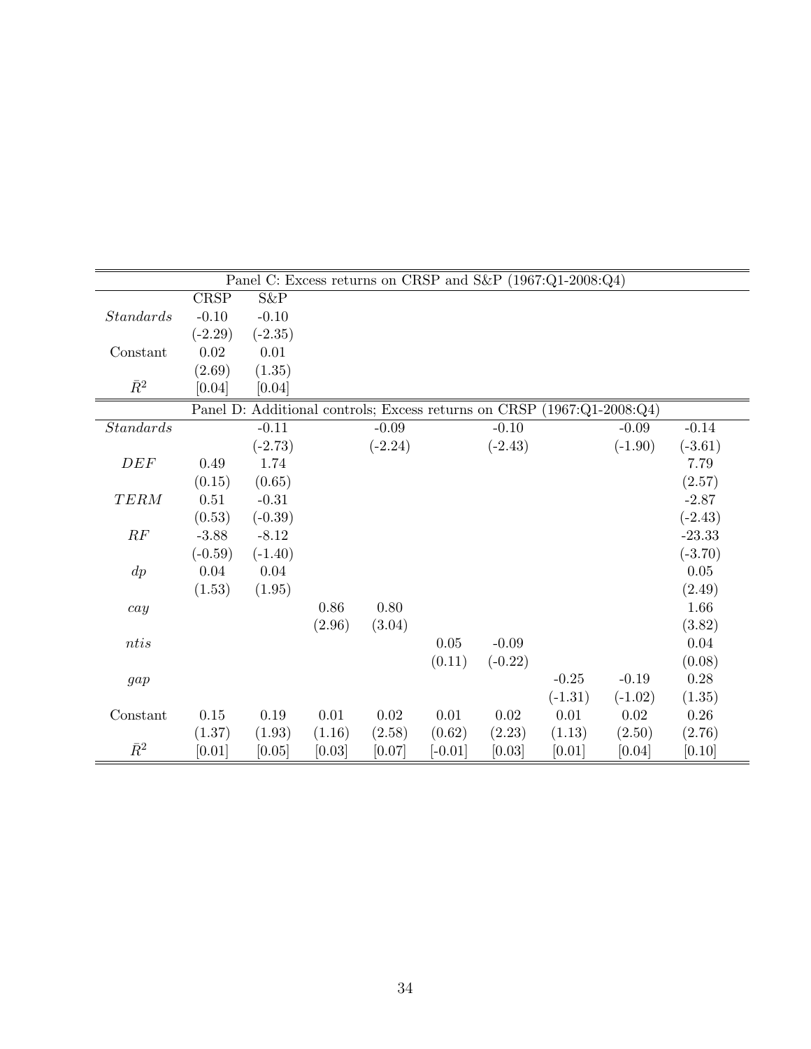| Panel C: Excess returns on CRSP and S&P (1967:Q1-2008:Q4) | | | | | | | | | |
|---|---|---|---|---|---|---|---|---|---|
| | CRSP | S&P | | | | | | | |
| *Standards* | -0.10 | -0.10 | | | | | | | |
| | (-2.29) | (-2.35) | | | | | | | |
| Constant | 0.02 | 0.01 | | | | | | | |
| | (2.69) | (1.35) | | | | | | | |
| $\bar{R}^2$ | [0.04] | [0.04] | | | | | | | |
| **Panel D: Additional controls; Excess returns on CRSP (1967:Q1-2008:Q4)** | | | | | | | | | |
| *Standards* | | -0.11 | | -0.09 | | -0.10 | | -0.09 | -0.14 |
| | | (-2.73) | | (-2.24) | | (-2.43) | | (-1.90) | (-3.61) |
| $DEF$ | 0.49 | 1.74 | | | | | | | 7.79 |
| | (0.15) | (0.65) | | | | | | | (2.57) |
| $TERM$ | 0.51 | -0.31 | | | | | | | -2.87 |
| | (0.53) | (-0.39) | | | | | | | (-2.43) |
| $RF$ | -3.88 | -8.12 | | | | | | | -23.33 |
| | (-0.59) | (-1.40) | | | | | | | (-3.70) |
| $dp$ | 0.04 | 0.04 | | | | | | | 0.05 |
| | (1.53) | (1.95) | | | | | | | (2.49) |
| $cay$ | | | 0.86 | 0.80 | | | | | 1.66 |
| | | | (2.96) | (3.04) | | | | | (3.82) |
| $ntis$ | | | | | 0.05 | -0.09 | | | 0.04 |
| | | | | | (0.11) | (-0.22) | | | (0.08) |
| $gap$ | | | | | | | -0.25 | -0.19 | 0.28 |
| | | | | | | | (-1.31) | (-1.02) | (1.35) |
| Constant | 0.15 | 0.19 | 0.01 | 0.02 | 0.01 | 0.02 | 0.01 | 0.02 | 0.26 |
| | (1.37) | (1.93) | (1.16) | (2.58) | (0.62) | (2.23) | (1.13) | (2.50) | (2.76) |
| $\bar{R}^2$ | [0.01] | [0.05] | [0.03] | [0.07] | [-0.01] | [0.03] | [0.01] | [0.04] | [0.10] |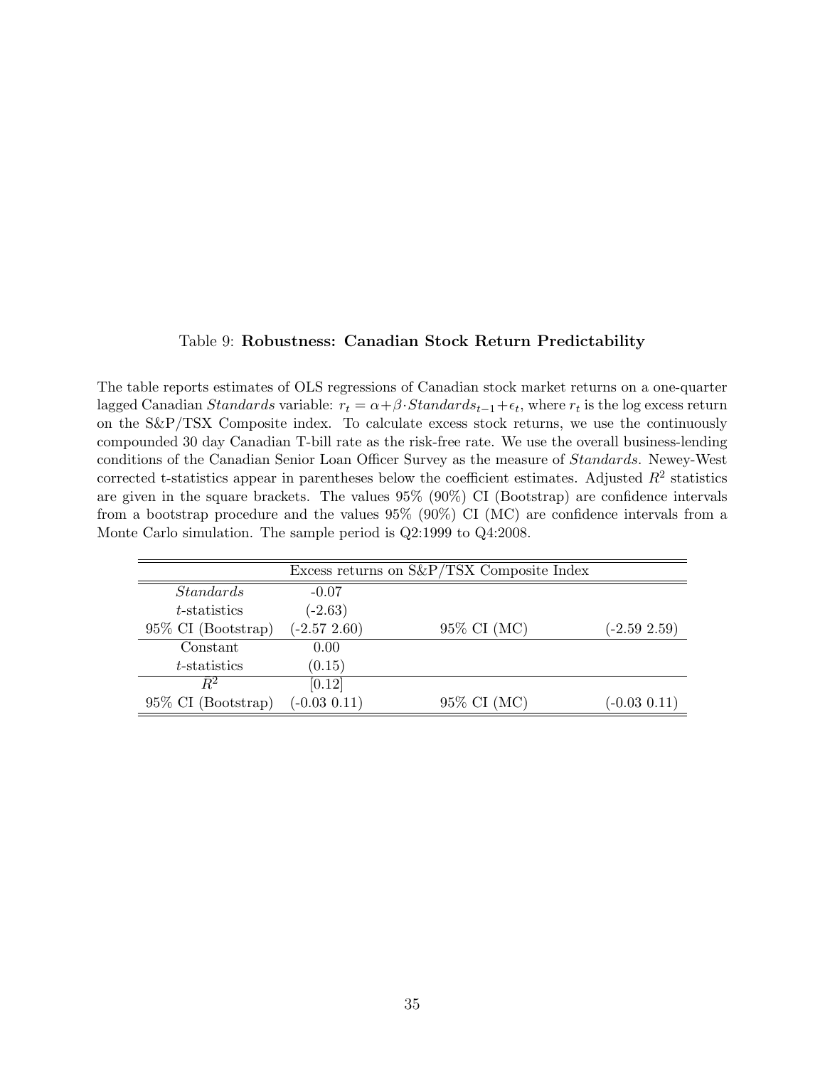Table 9: **Robustness: Canadian Stock Return Predictability**

The table reports estimates of OLS regressions of Canadian stock market returns on a one-quarter lagged Canadian *Standards* variable: $r_t = \alpha + \beta \cdot Standards_{t-1} + \epsilon_t$, where $r_t$ is the log excess return on the S&P/TSX Composite index. To calculate excess stock returns, we use the continuously compounded 30 day Canadian T-bill rate as the risk-free rate. We use the overall business-lending conditions of the Canadian Senior Loan Officer Survey as the measure of *Standards*. Newey-West corrected t-statistics appear in parentheses below the coefficient estimates. Adjusted $R^2$ statistics are given in the square brackets. The values 95% (90%) CI (Bootstrap) are confidence intervals from a bootstrap procedure and the values 95% (90%) CI (MC) are confidence intervals from a Monte Carlo simulation. The sample period is Q2:1999 to Q4:2008.

| | Excess returns on S&P/TSX Composite Index | | |
|---|---|---|---|
| *Standards* | -0.07 | | |
| $t$-statistics | (-2.63) | | |
| 95% CI (Bootstrap) | (-2.57 2.60) | 95% CI (MC) | (-2.59 2.59) |
| Constant | 0.00 | | |
| $t$-statistics | (0.15) | | |
| $\bar{R}^2$ | [0.12] | | |
| 95% CI (Bootstrap) | (-0.03 0.11) | 95% CI (MC) | (-0.03 0.11) |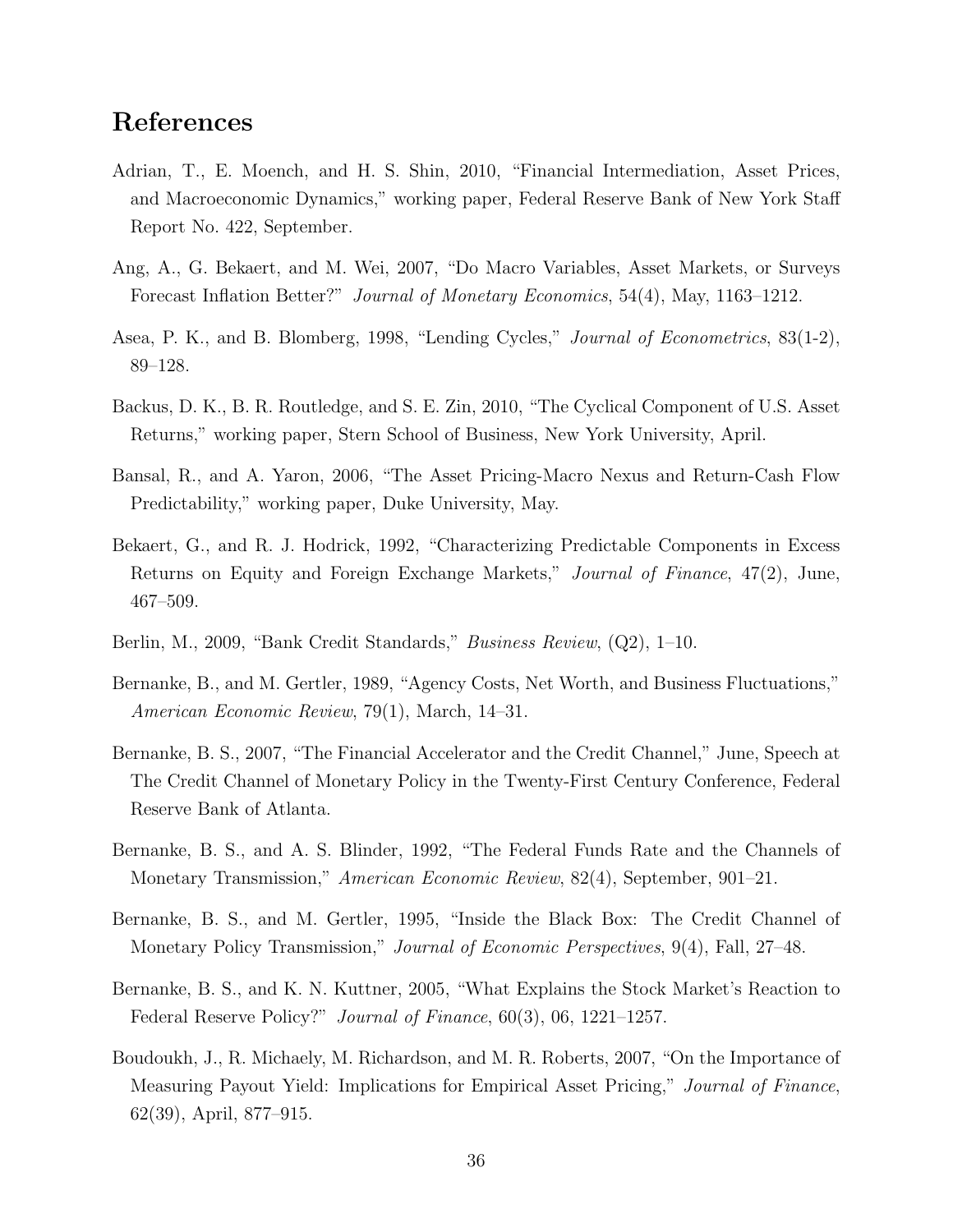# References

Adrian, T., E. Moench, and H. S. Shin, 2010, "Financial Intermediation, Asset Prices, and Macroeconomic Dynamics," working paper, Federal Reserve Bank of New York Staff Report No. 422, September.

Ang, A., G. Bekaert, and M. Wei, 2007, "Do Macro Variables, Asset Markets, or Surveys Forecast Inflation Better?" *Journal of Monetary Economics*, 54(4), May, 1163–1212.

Asea, P. K., and B. Blomberg, 1998, "Lending Cycles," *Journal of Econometrics*, 83(1-2), 89–128.

Backus, D. K., B. R. Routledge, and S. E. Zin, 2010, "The Cyclical Component of U.S. Asset Returns," working paper, Stern School of Business, New York University, April.

Bansal, R., and A. Yaron, 2006, "The Asset Pricing-Macro Nexus and Return-Cash Flow Predictability," working paper, Duke University, May.

Bekaert, G., and R. J. Hodrick, 1992, "Characterizing Predictable Components in Excess Returns on Equity and Foreign Exchange Markets," *Journal of Finance*, 47(2), June, 467–509.

Berlin, M., 2009, "Bank Credit Standards," *Business Review*, (Q2), 1–10.

Bernanke, B., and M. Gertler, 1989, "Agency Costs, Net Worth, and Business Fluctuations," *American Economic Review*, 79(1), March, 14–31.

Bernanke, B. S., 2007, "The Financial Accelerator and the Credit Channel," June, Speech at The Credit Channel of Monetary Policy in the Twenty-First Century Conference, Federal Reserve Bank of Atlanta.

Bernanke, B. S., and A. S. Blinder, 1992, "The Federal Funds Rate and the Channels of Monetary Transmission," *American Economic Review*, 82(4), September, 901–21.

Bernanke, B. S., and M. Gertler, 1995, "Inside the Black Box: The Credit Channel of Monetary Policy Transmission," *Journal of Economic Perspectives*, 9(4), Fall, 27–48.

Bernanke, B. S., and K. N. Kuttner, 2005, "What Explains the Stock Market's Reaction to Federal Reserve Policy?" *Journal of Finance*, 60(3), 06, 1221–1257.

Boudoukh, J., R. Michaely, M. Richardson, and M. R. Roberts, 2007, "On the Importance of Measuring Payout Yield: Implications for Empirical Asset Pricing," *Journal of Finance*, 62(39), April, 877–915.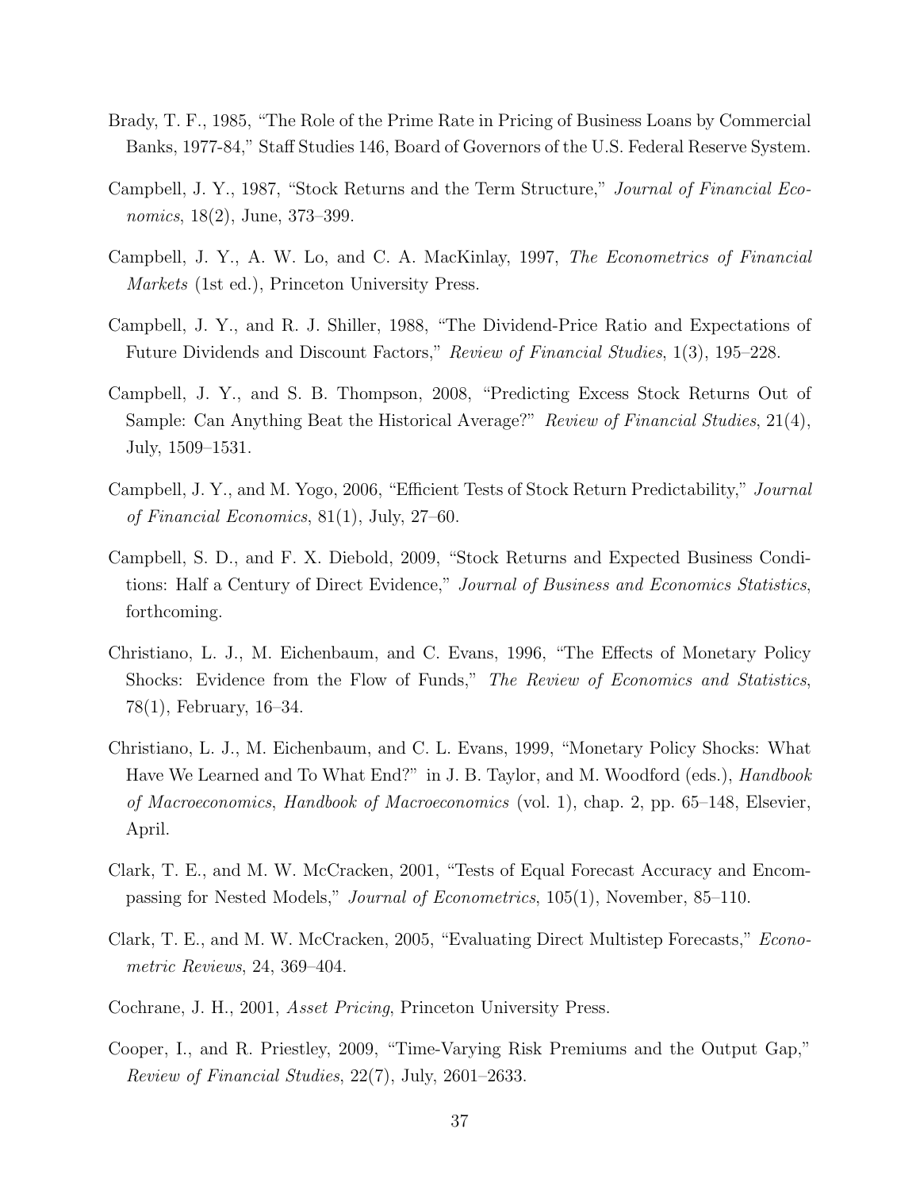Brady, T. F., 1985, "The Role of the Prime Rate in Pricing of Business Loans by Commercial Banks, 1977-84," Staff Studies 146, Board of Governors of the U.S. Federal Reserve System.

Campbell, J. Y., 1987, "Stock Returns and the Term Structure," *Journal of Financial Economics*, 18(2), June, 373–399.

Campbell, J. Y., A. W. Lo, and C. A. MacKinlay, 1997, *The Econometrics of Financial Markets* (1st ed.), Princeton University Press.

Campbell, J. Y., and R. J. Shiller, 1988, "The Dividend-Price Ratio and Expectations of Future Dividends and Discount Factors," *Review of Financial Studies*, 1(3), 195–228.

Campbell, J. Y., and S. B. Thompson, 2008, "Predicting Excess Stock Returns Out of Sample: Can Anything Beat the Historical Average?" *Review of Financial Studies*, 21(4), July, 1509–1531.

Campbell, J. Y., and M. Yogo, 2006, "Efficient Tests of Stock Return Predictability," *Journal of Financial Economics*, 81(1), July, 27–60.

Campbell, S. D., and F. X. Diebold, 2009, "Stock Returns and Expected Business Conditions: Half a Century of Direct Evidence," *Journal of Business and Economics Statistics*, forthcoming.

Christiano, L. J., M. Eichenbaum, and C. Evans, 1996, "The Effects of Monetary Policy Shocks: Evidence from the Flow of Funds," *The Review of Economics and Statistics*, 78(1), February, 16–34.

Christiano, L. J., M. Eichenbaum, and C. L. Evans, 1999, "Monetary Policy Shocks: What Have We Learned and To What End?" in J. B. Taylor, and M. Woodford (eds.), *Handbook of Macroeconomics*, *Handbook of Macroeconomics* (vol. 1), chap. 2, pp. 65–148, Elsevier, April.

Clark, T. E., and M. W. McCracken, 2001, "Tests of Equal Forecast Accuracy and Encompassing for Nested Models," *Journal of Econometrics*, 105(1), November, 85–110.

Clark, T. E., and M. W. McCracken, 2005, "Evaluating Direct Multistep Forecasts," *Econometric Reviews*, 24, 369–404.

Cochrane, J. H., 2001, *Asset Pricing*, Princeton University Press.

Cooper, I., and R. Priestley, 2009, "Time-Varying Risk Premiums and the Output Gap," *Review of Financial Studies*, 22(7), July, 2601–2633.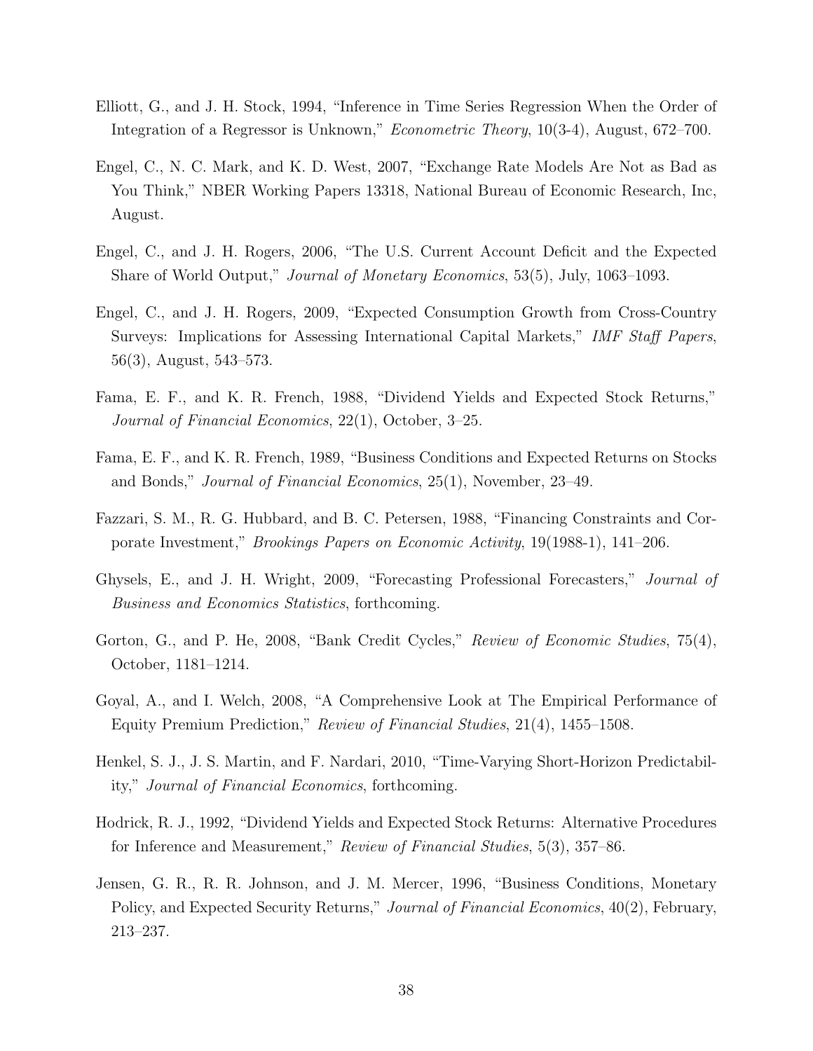Elliott, G., and J. H. Stock, 1994, "Inference in Time Series Regression When the Order of Integration of a Regressor is Unknown," *Econometric Theory*, 10(3-4), August, 672–700.

Engel, C., N. C. Mark, and K. D. West, 2007, "Exchange Rate Models Are Not as Bad as You Think," NBER Working Papers 13318, National Bureau of Economic Research, Inc, August.

Engel, C., and J. H. Rogers, 2006, "The U.S. Current Account Deficit and the Expected Share of World Output," *Journal of Monetary Economics*, 53(5), July, 1063–1093.

Engel, C., and J. H. Rogers, 2009, "Expected Consumption Growth from Cross-Country Surveys: Implications for Assessing International Capital Markets," *IMF Staff Papers*, 56(3), August, 543–573.

Fama, E. F., and K. R. French, 1988, "Dividend Yields and Expected Stock Returns," *Journal of Financial Economics*, 22(1), October, 3–25.

Fama, E. F., and K. R. French, 1989, "Business Conditions and Expected Returns on Stocks and Bonds," *Journal of Financial Economics*, 25(1), November, 23–49.

Fazzari, S. M., R. G. Hubbard, and B. C. Petersen, 1988, "Financing Constraints and Corporate Investment," *Brookings Papers on Economic Activity*, 19(1988-1), 141–206.

Ghysels, E., and J. H. Wright, 2009, "Forecasting Professional Forecasters," *Journal of Business and Economics Statistics*, forthcoming.

Gorton, G., and P. He, 2008, "Bank Credit Cycles," *Review of Economic Studies*, 75(4), October, 1181–1214.

Goyal, A., and I. Welch, 2008, "A Comprehensive Look at The Empirical Performance of Equity Premium Prediction," *Review of Financial Studies*, 21(4), 1455–1508.

Henkel, S. J., J. S. Martin, and F. Nardari, 2010, "Time-Varying Short-Horizon Predictability," *Journal of Financial Economics*, forthcoming.

Hodrick, R. J., 1992, "Dividend Yields and Expected Stock Returns: Alternative Procedures for Inference and Measurement," *Review of Financial Studies*, 5(3), 357–86.

Jensen, G. R., R. R. Johnson, and J. M. Mercer, 1996, "Business Conditions, Monetary Policy, and Expected Security Returns," *Journal of Financial Economics*, 40(2), February, 213–237.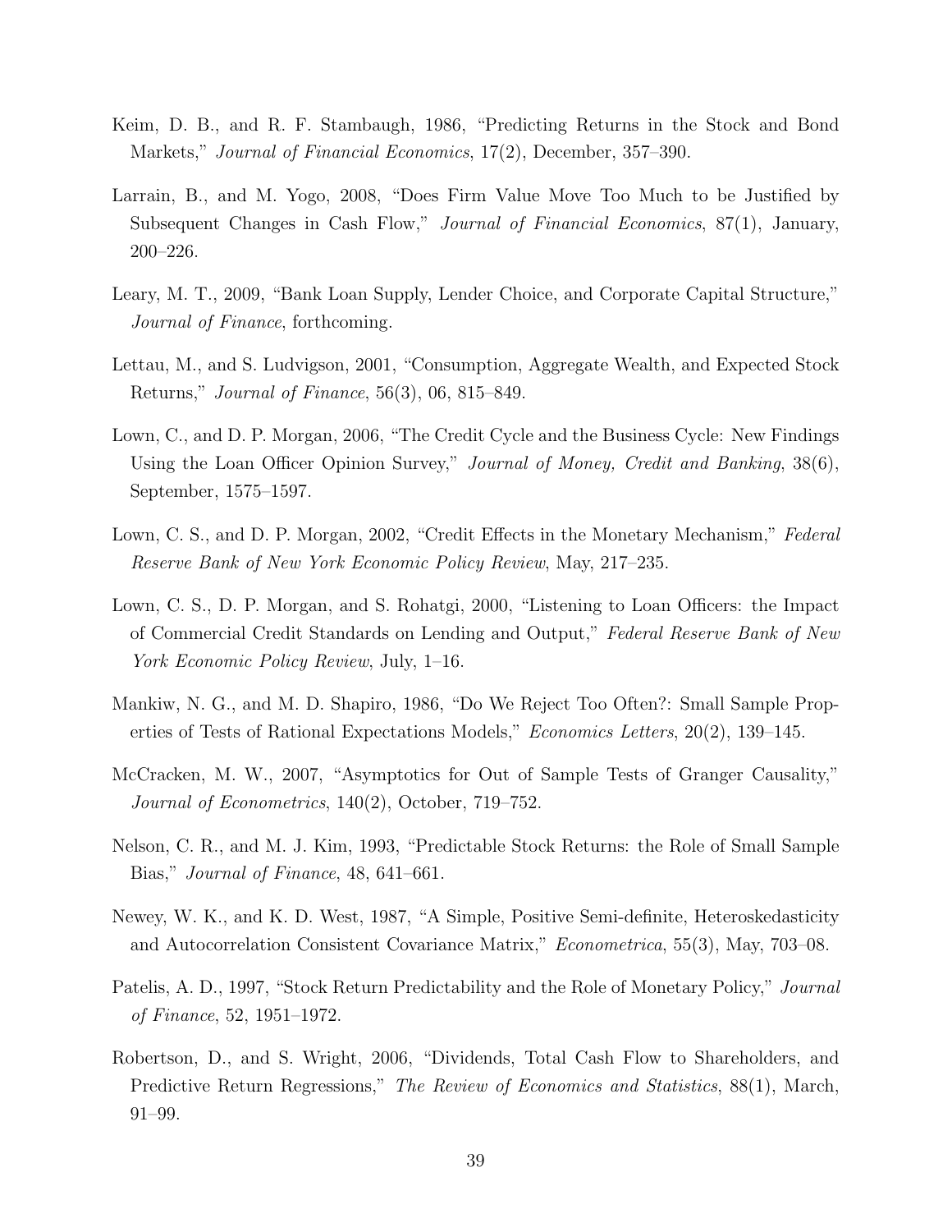Keim, D. B., and R. F. Stambaugh, 1986, "Predicting Returns in the Stock and Bond Markets," *Journal of Financial Economics*, 17(2), December, 357–390.

Larrain, B., and M. Yogo, 2008, "Does Firm Value Move Too Much to be Justified by Subsequent Changes in Cash Flow," *Journal of Financial Economics*, 87(1), January, 200–226.

Leary, M. T., 2009, "Bank Loan Supply, Lender Choice, and Corporate Capital Structure," *Journal of Finance*, forthcoming.

Lettau, M., and S. Ludvigson, 2001, "Consumption, Aggregate Wealth, and Expected Stock Returns," *Journal of Finance*, 56(3), 06, 815–849.

Lown, C., and D. P. Morgan, 2006, "The Credit Cycle and the Business Cycle: New Findings Using the Loan Officer Opinion Survey," *Journal of Money, Credit and Banking*, 38(6), September, 1575–1597.

Lown, C. S., and D. P. Morgan, 2002, "Credit Effects in the Monetary Mechanism," *Federal Reserve Bank of New York Economic Policy Review*, May, 217–235.

Lown, C. S., D. P. Morgan, and S. Rohatgi, 2000, "Listening to Loan Officers: the Impact of Commercial Credit Standards on Lending and Output," *Federal Reserve Bank of New York Economic Policy Review*, July, 1–16.

Mankiw, N. G., and M. D. Shapiro, 1986, "Do We Reject Too Often?: Small Sample Properties of Tests of Rational Expectations Models," *Economics Letters*, 20(2), 139–145.

McCracken, M. W., 2007, "Asymptotics for Out of Sample Tests of Granger Causality," *Journal of Econometrics*, 140(2), October, 719–752.

Nelson, C. R., and M. J. Kim, 1993, "Predictable Stock Returns: the Role of Small Sample Bias," *Journal of Finance*, 48, 641–661.

Newey, W. K., and K. D. West, 1987, "A Simple, Positive Semi-definite, Heteroskedasticity and Autocorrelation Consistent Covariance Matrix," *Econometrica*, 55(3), May, 703–08.

Patelis, A. D., 1997, "Stock Return Predictability and the Role of Monetary Policy," *Journal of Finance*, 52, 1951–1972.

Robertson, D., and S. Wright, 2006, "Dividends, Total Cash Flow to Shareholders, and Predictive Return Regressions," *The Review of Economics and Statistics*, 88(1), March, 91–99.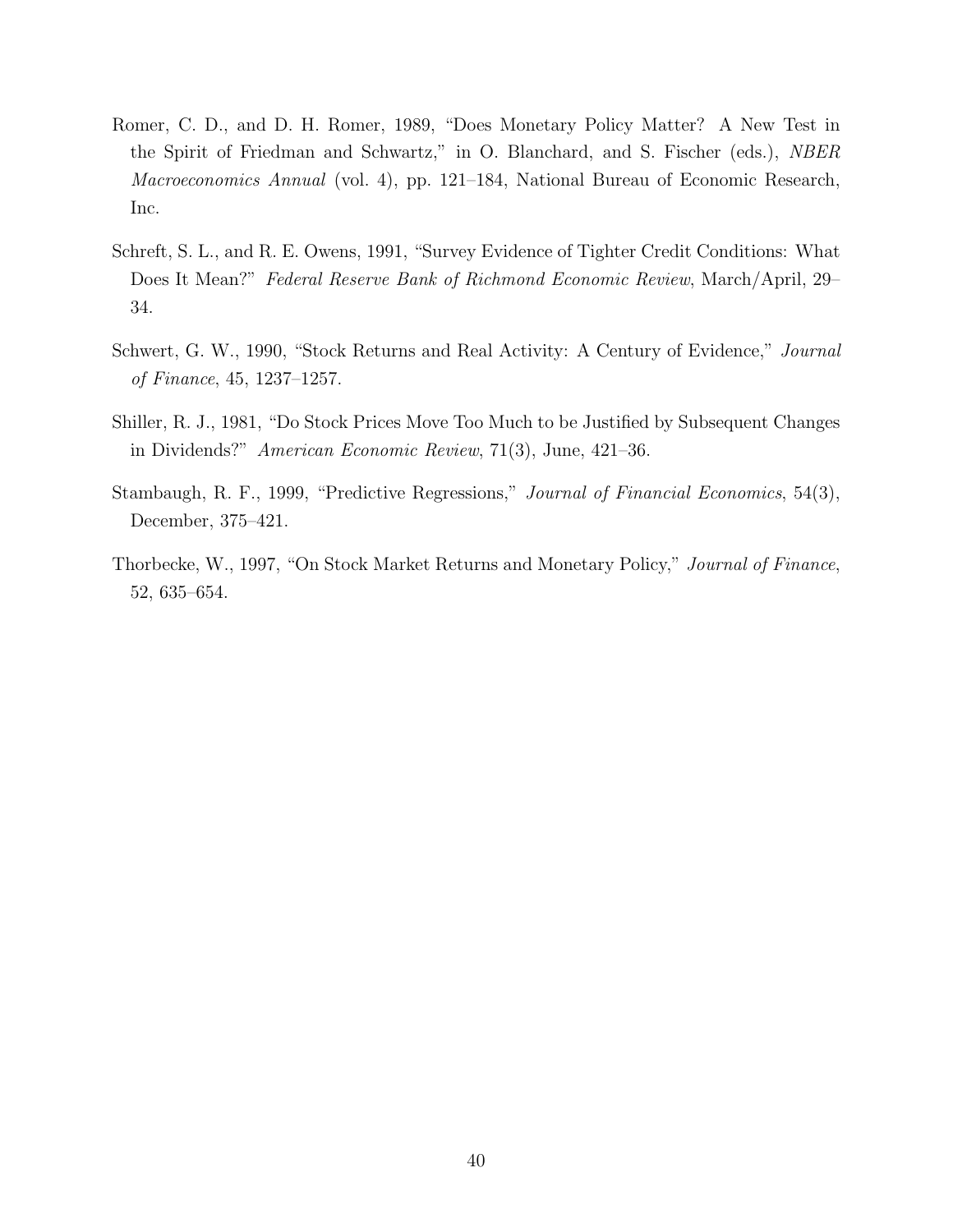Romer, C. D., and D. H. Romer, 1989, "Does Monetary Policy Matter? A New Test in the Spirit of Friedman and Schwartz," in O. Blanchard, and S. Fischer (eds.), *NBER Macroeconomics Annual* (vol. 4), pp. 121–184, National Bureau of Economic Research, Inc.

Schreft, S. L., and R. E. Owens, 1991, "Survey Evidence of Tighter Credit Conditions: What Does It Mean?" *Federal Reserve Bank of Richmond Economic Review*, March/April, 29–34.

Schwert, G. W., 1990, "Stock Returns and Real Activity: A Century of Evidence," *Journal of Finance*, 45, 1237–1257.

Shiller, R. J., 1981, "Do Stock Prices Move Too Much to be Justified by Subsequent Changes in Dividends?" *American Economic Review*, 71(3), June, 421–36.

Stambaugh, R. F., 1999, "Predictive Regressions," *Journal of Financial Economics*, 54(3), December, 375–421.

Thorbecke, W., 1997, "On Stock Market Returns and Monetary Policy," *Journal of Finance*, 52, 635–654.